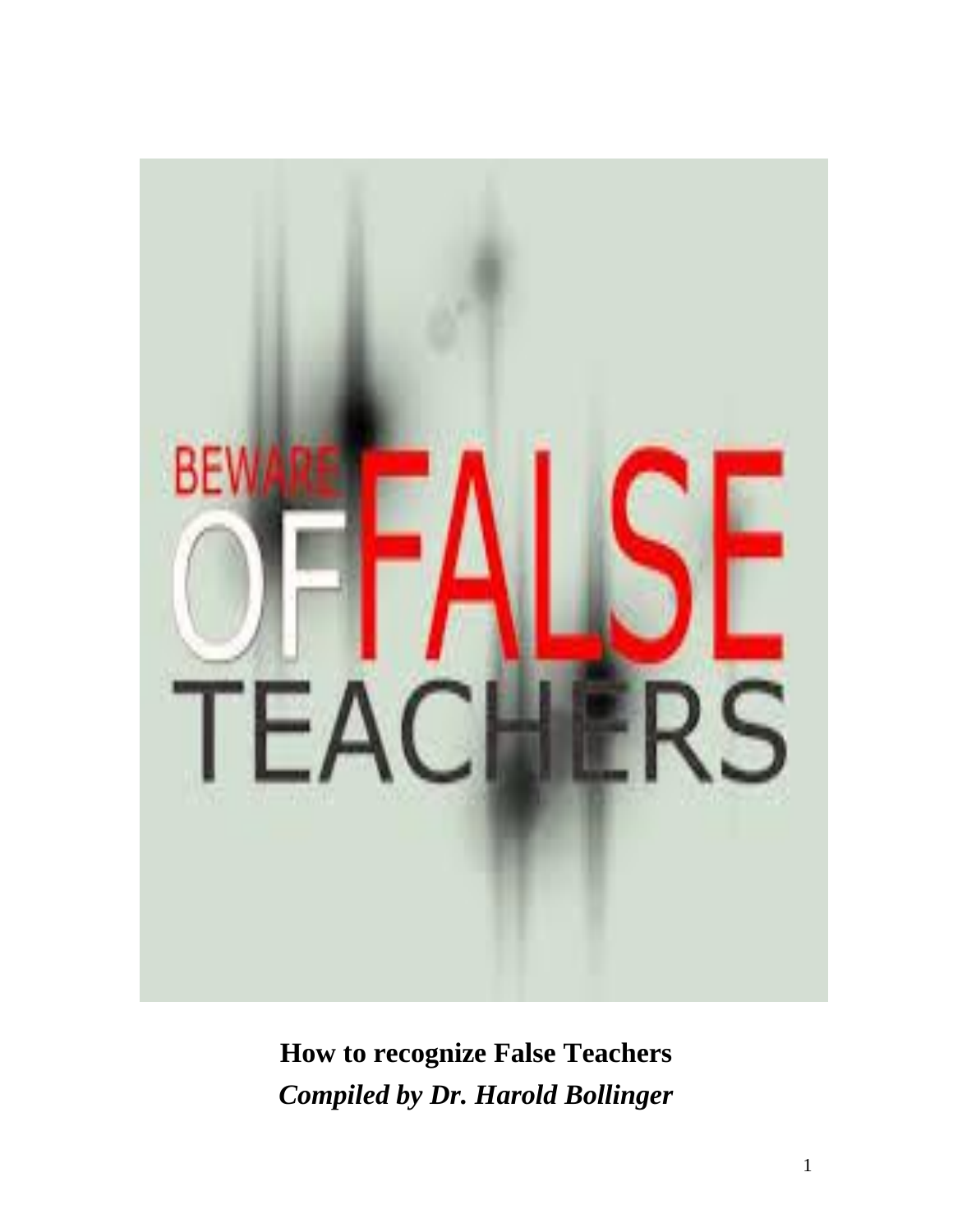BEWARE OF FALSE TEACHERS

**How to recognize False Teachers**

***Compiled by Dr. Harold Bollinger***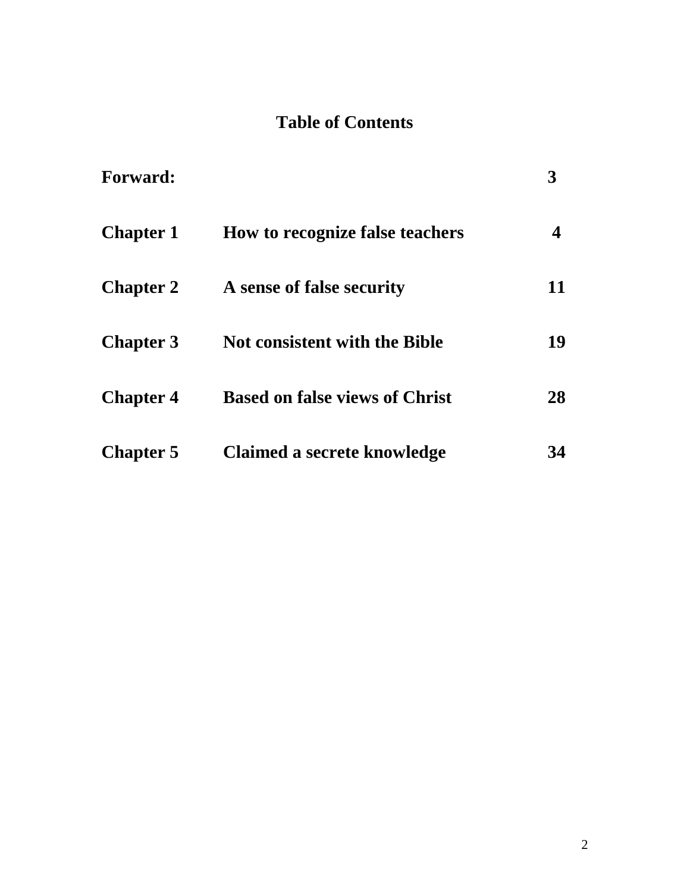# Table of Contents

| | | |
|---|---|---|
| **Forward:** | | **3** |
| **Chapter 1** | **How to recognize false teachers** | **4** |
| **Chapter 2** | **A sense of false security** | **11** |
| **Chapter 3** | **Not consistent with the Bible** | **19** |
| **Chapter 4** | **Based on false views of Christ** | **28** |
| **Chapter 5** | **Claimed a secrete knowledge** | **34** |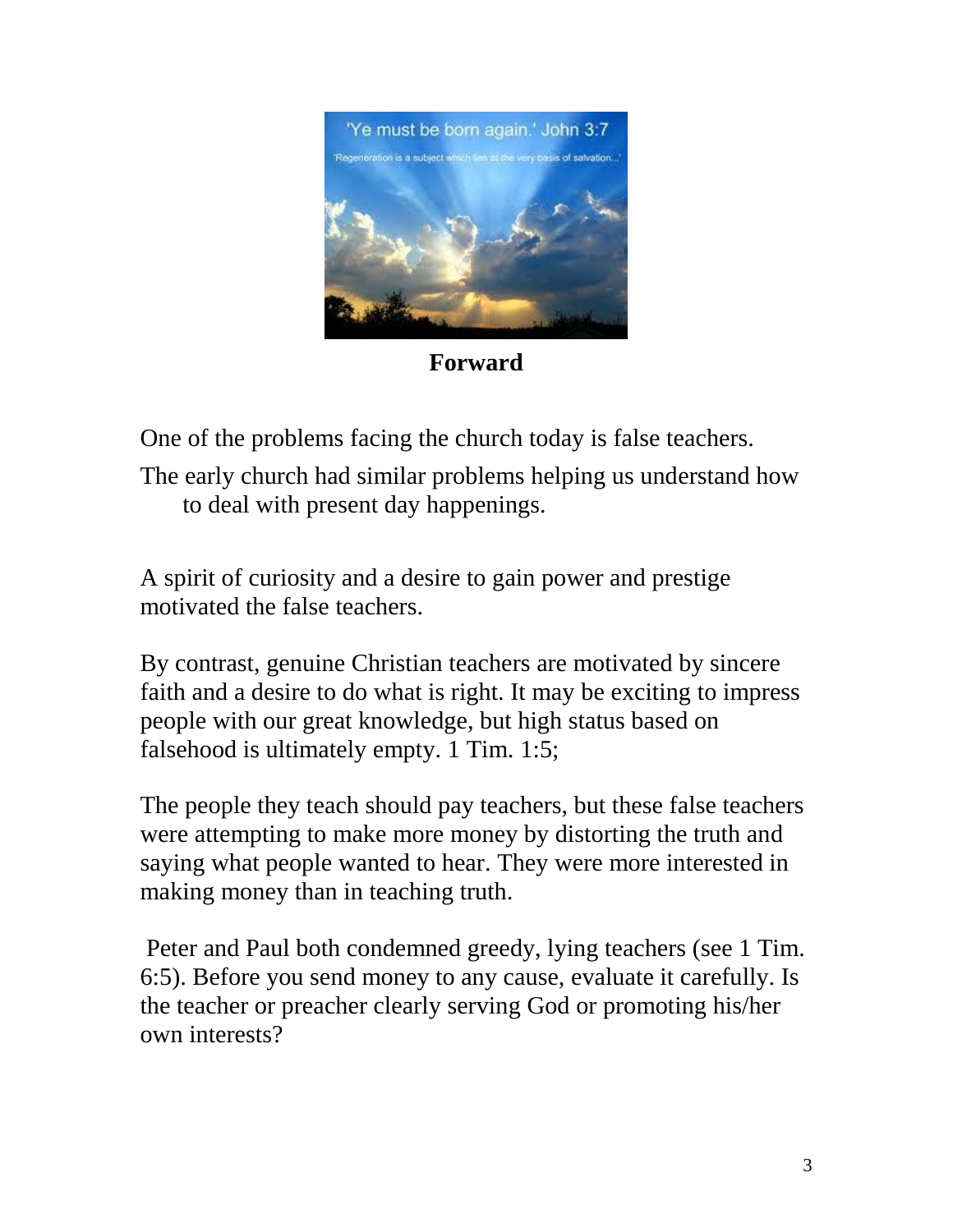## Forward

One of the problems facing the church today is false teachers.

The early church had similar problems helping us understand how to deal with present day happenings.

A spirit of curiosity and a desire to gain power and prestige motivated the false teachers.

By contrast, genuine Christian teachers are motivated by sincere faith and a desire to do what is right. It may be exciting to impress people with our great knowledge, but high status based on falsehood is ultimately empty. 1 Tim. 1:5;

The people they teach should pay teachers, but these false teachers were attempting to make more money by distorting the truth and saying what people wanted to hear. They were more interested in making money than in teaching truth.

Peter and Paul both condemned greedy, lying teachers (see 1 Tim. 6:5). Before you send money to any cause, evaluate it carefully. Is the teacher or preacher clearly serving God or promoting his/her own interests?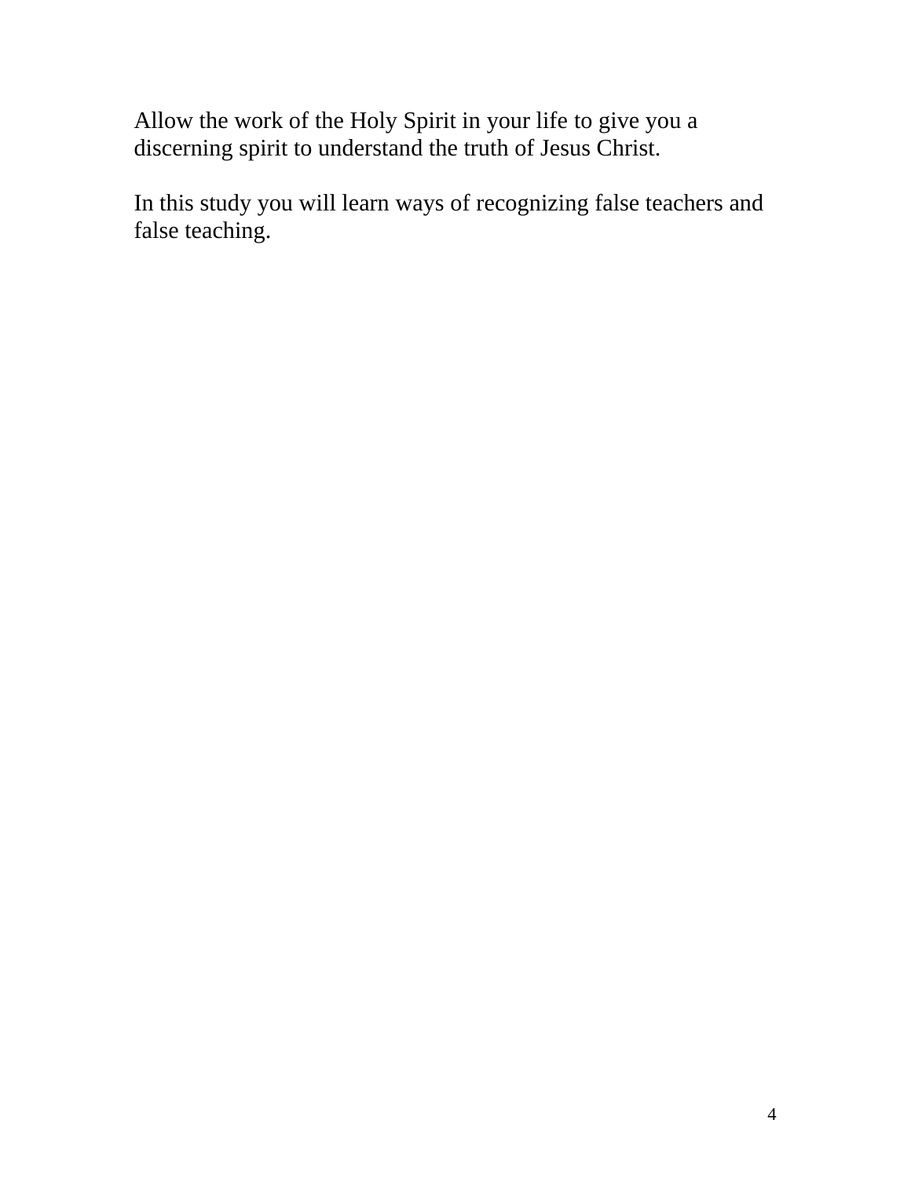Allow the work of the Holy Spirit in your life to give you a discerning spirit to understand the truth of Jesus Christ.

In this study you will learn ways of recognizing false teachers and false teaching.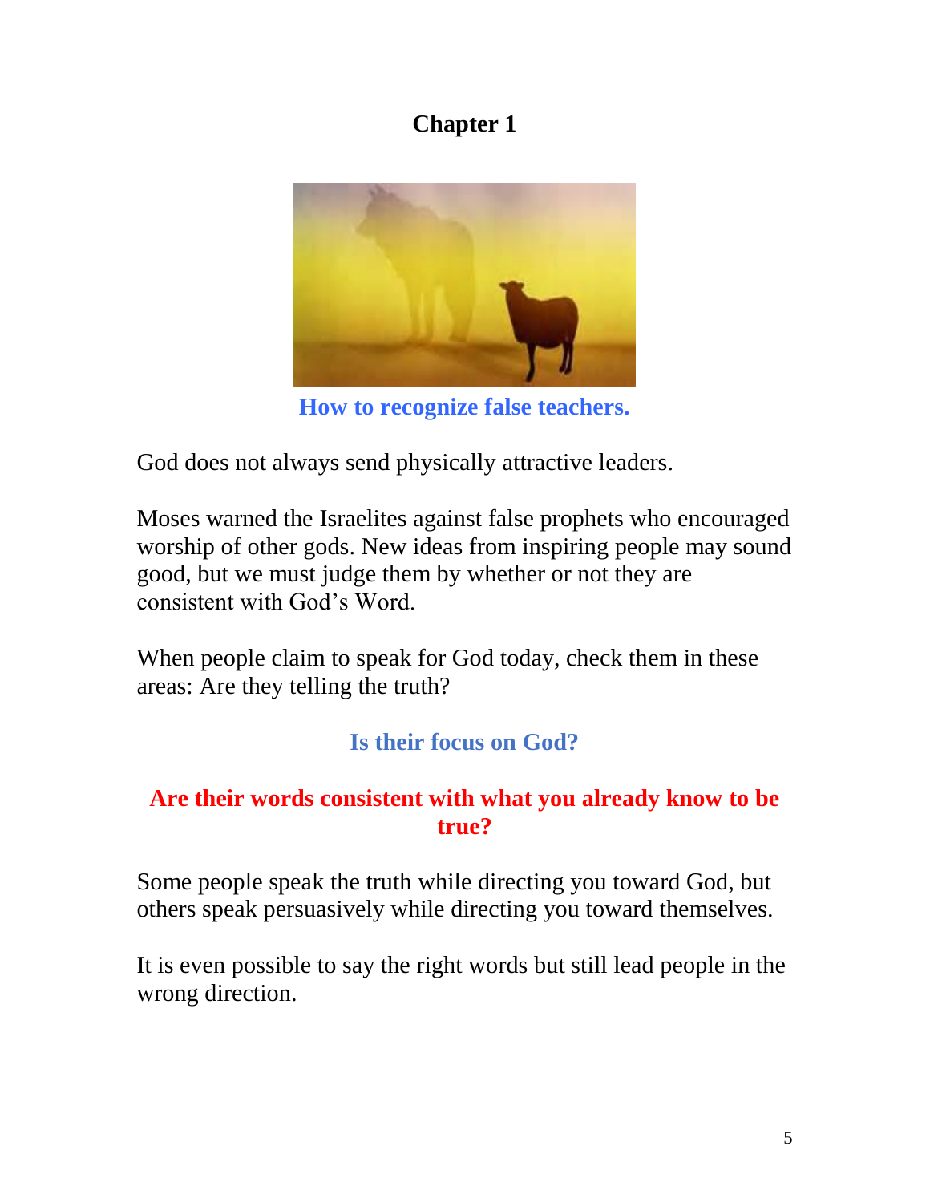# Chapter 1

**How to recognize false teachers.**

God does not always send physically attractive leaders.

Moses warned the Israelites against false prophets who encouraged worship of other gods. New ideas from inspiring people may sound good, but we must judge them by whether or not they are consistent with God's Word.

When people claim to speak for God today, check them in these areas: Are they telling the truth?

**Is their focus on God?**

**Are their words consistent with what you already know to be true?**

Some people speak the truth while directing you toward God, but others speak persuasively while directing you toward themselves.

It is even possible to say the right words but still lead people in the wrong direction.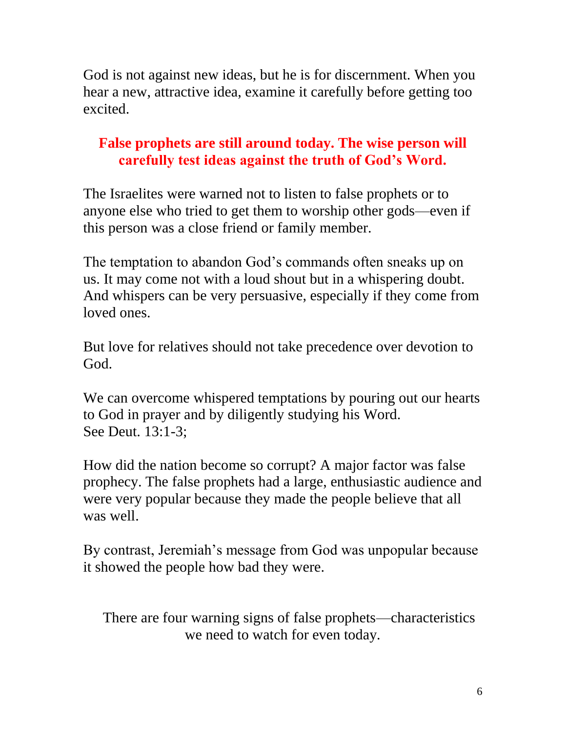God is not against new ideas, but he is for discernment. When you hear a new, attractive idea, examine it carefully before getting too excited.

**False prophets are still around today. The wise person will carefully test ideas against the truth of God's Word.**

The Israelites were warned not to listen to false prophets or to anyone else who tried to get them to worship other gods—even if this person was a close friend or family member.

The temptation to abandon God's commands often sneaks up on us. It may come not with a loud shout but in a whispering doubt. And whispers can be very persuasive, especially if they come from loved ones.

But love for relatives should not take precedence over devotion to God.

We can overcome whispered temptations by pouring out our hearts to God in prayer and by diligently studying his Word.
See Deut. 13:1-3;

How did the nation become so corrupt? A major factor was false prophecy. The false prophets had a large, enthusiastic audience and were very popular because they made the people believe that all was well.

By contrast, Jeremiah's message from God was unpopular because it showed the people how bad they were.

There are four warning signs of false prophets—characteristics we need to watch for even today.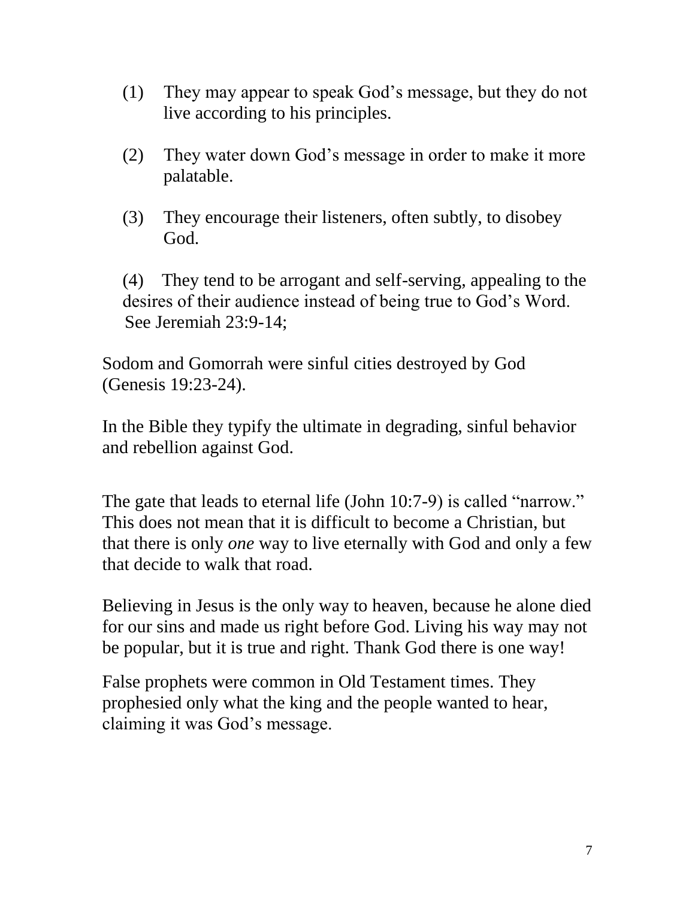(1) They may appear to speak God’s message, but they do not live according to his principles.

(2) They water down God’s message in order to make it more palatable.

(3) They encourage their listeners, often subtly, to disobey God.

(4) They tend to be arrogant and self-serving, appealing to the desires of their audience instead of being true to God’s Word. See Jeremiah 23:9-14;

Sodom and Gomorrah were sinful cities destroyed by God (Genesis 19:23-24).

In the Bible they typify the ultimate in degrading, sinful behavior and rebellion against God.

The gate that leads to eternal life (John 10:7-9) is called “narrow.” This does not mean that it is difficult to become a Christian, but that there is only *one* way to live eternally with God and only a few that decide to walk that road.

Believing in Jesus is the only way to heaven, because he alone died for our sins and made us right before God. Living his way may not be popular, but it is true and right. Thank God there is one way!

False prophets were common in Old Testament times. They prophesied only what the king and the people wanted to hear, claiming it was God’s message.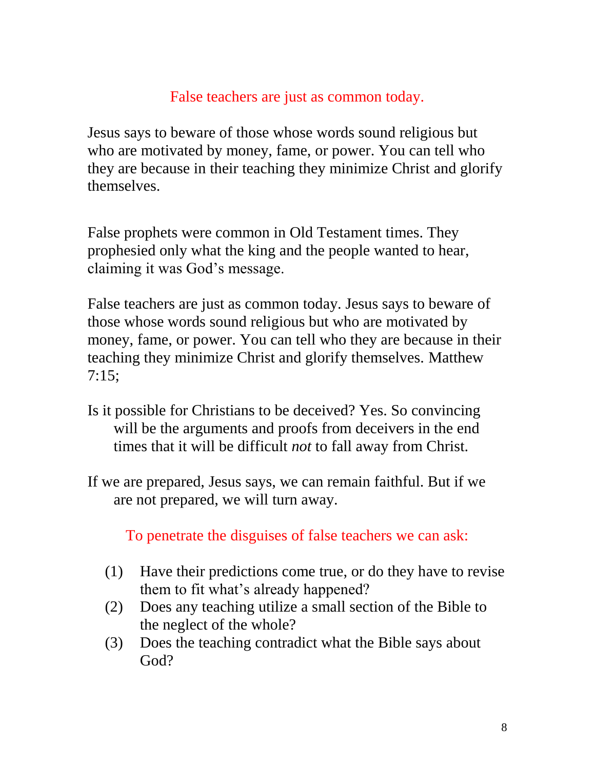## False teachers are just as common today.

Jesus says to beware of those whose words sound religious but who are motivated by money, fame, or power. You can tell who they are because in their teaching they minimize Christ and glorify themselves.

False prophets were common in Old Testament times. They prophesied only what the king and the people wanted to hear, claiming it was God's message.

False teachers are just as common today. Jesus says to beware of those whose words sound religious but who are motivated by money, fame, or power. You can tell who they are because in their teaching they minimize Christ and glorify themselves. Matthew 7:15;

Is it possible for Christians to be deceived? Yes. So convincing will be the arguments and proofs from deceivers in the end times that it will be difficult *not* to fall away from Christ.

If we are prepared, Jesus says, we can remain faithful. But if we are not prepared, we will turn away.

## To penetrate the disguises of false teachers we can ask:

1. Have their predictions come true, or do they have to revise them to fit what's already happened?
2. Does any teaching utilize a small section of the Bible to the neglect of the whole?
3. Does the teaching contradict what the Bible says about God?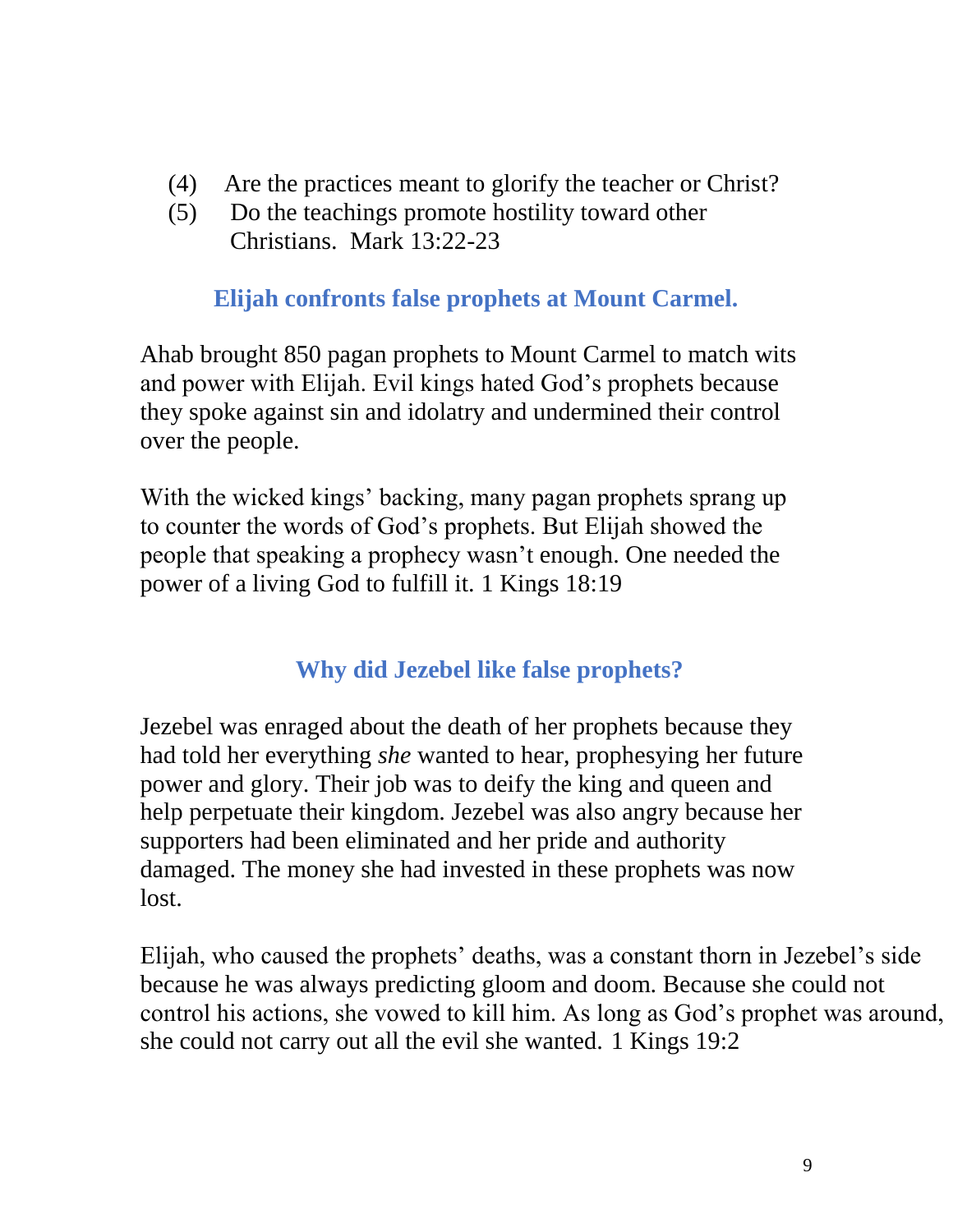(4) Are the practices meant to glorify the teacher or Christ?

(5) Do the teachings promote hostility toward other Christians. Mark 13:22-23

## Elijah confronts false prophets at Mount Carmel.

Ahab brought 850 pagan prophets to Mount Carmel to match wits and power with Elijah. Evil kings hated God's prophets because they spoke against sin and idolatry and undermined their control over the people.

With the wicked kings' backing, many pagan prophets sprang up to counter the words of God's prophets. But Elijah showed the people that speaking a prophecy wasn't enough. One needed the power of a living God to fulfill it. 1 Kings 18:19

## Why did Jezebel like false prophets?

Jezebel was enraged about the death of her prophets because they had told her everything *she* wanted to hear, prophesying her future power and glory. Their job was to deify the king and queen and help perpetuate their kingdom. Jezebel was also angry because her supporters had been eliminated and her pride and authority damaged. The money she had invested in these prophets was now lost.

Elijah, who caused the prophets' deaths, was a constant thorn in Jezebel's side because he was always predicting gloom and doom. Because she could not control his actions, she vowed to kill him. As long as God's prophet was around, she could not carry out all the evil she wanted. 1 Kings 19:2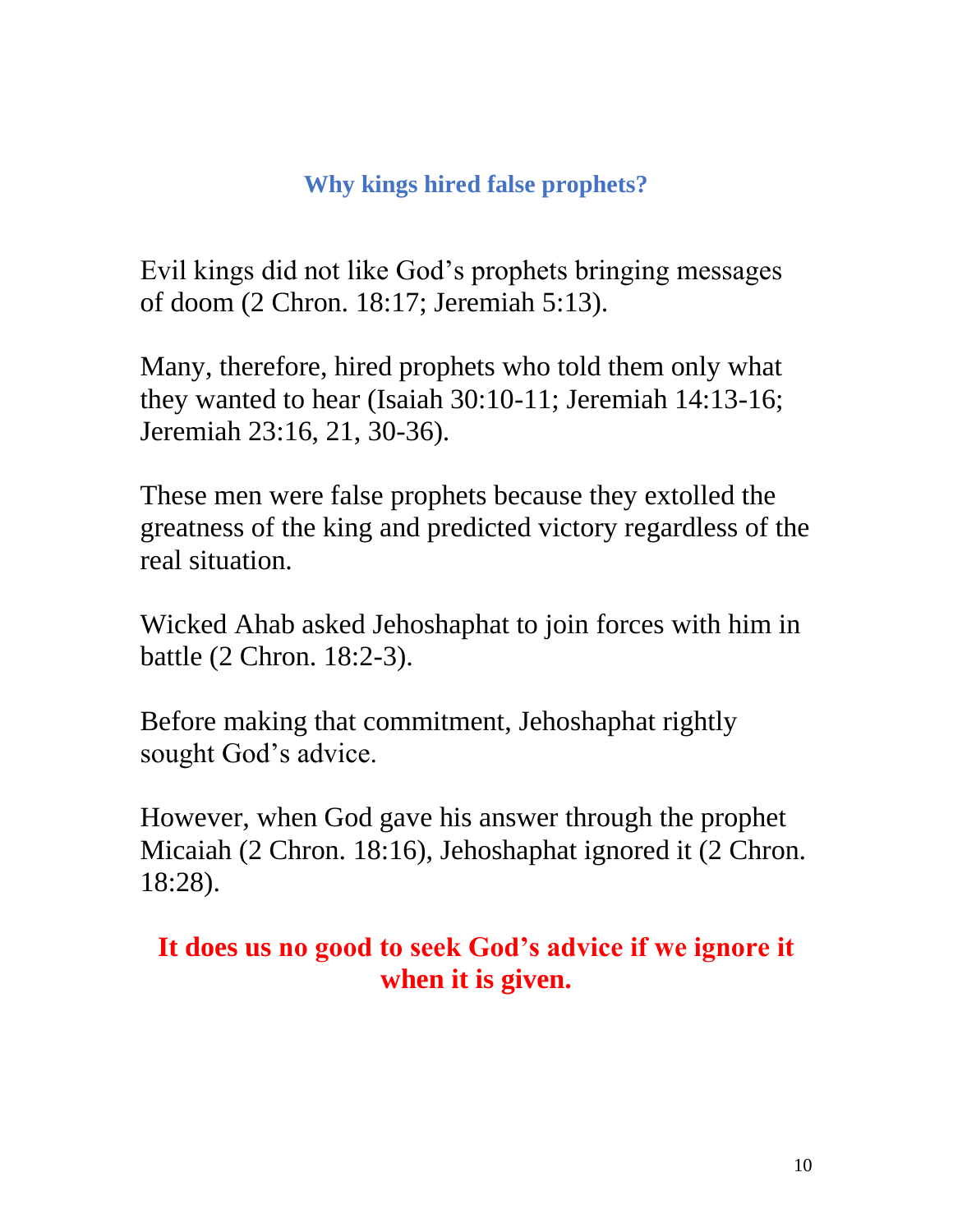## Why kings hired false prophets?

Evil kings did not like God's prophets bringing messages of doom (2 Chron. 18:17; Jeremiah 5:13).

Many, therefore, hired prophets who told them only what they wanted to hear (Isaiah 30:10-11; Jeremiah 14:13-16; Jeremiah 23:16, 21, 30-36).

These men were false prophets because they extolled the greatness of the king and predicted victory regardless of the real situation.

Wicked Ahab asked Jehoshaphat to join forces with him in battle (2 Chron. 18:2-3).

Before making that commitment, Jehoshaphat rightly sought God's advice.

However, when God gave his answer through the prophet Micaiah (2 Chron. 18:16), Jehoshaphat ignored it (2 Chron. 18:28).

**It does us no good to seek God's advice if we ignore it when it is given.**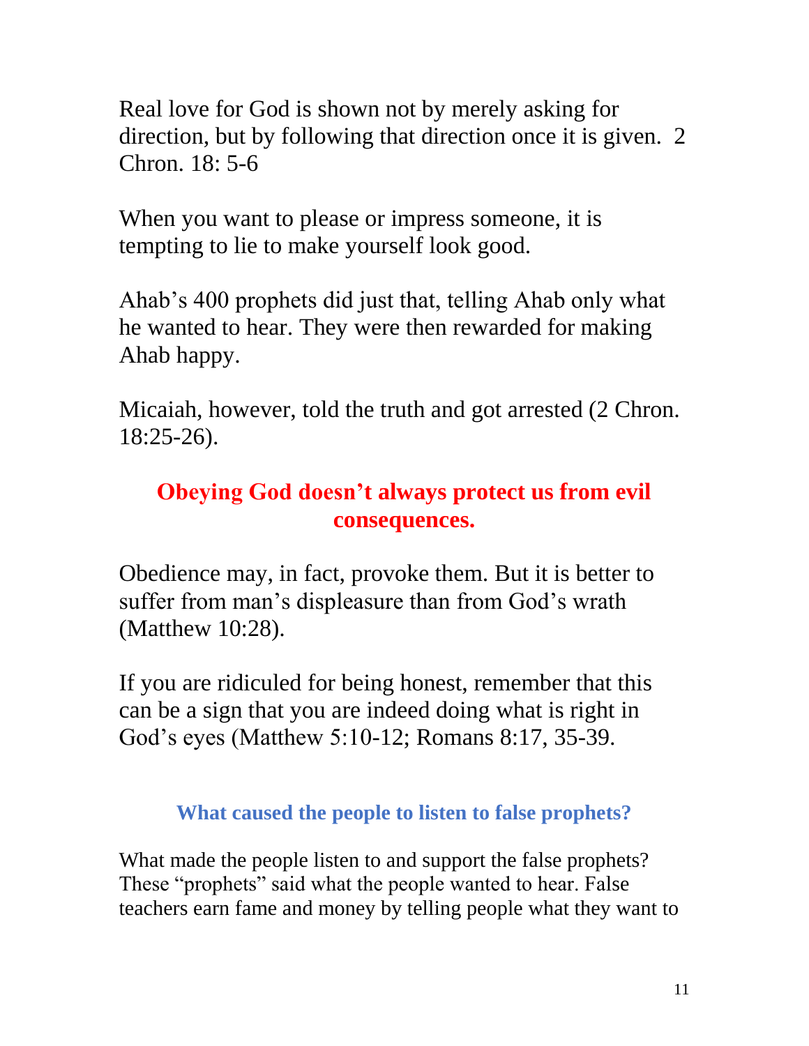Real love for God is shown not by merely asking for direction, but by following that direction once it is given. 2 Chron. 18: 5-6

When you want to please or impress someone, it is tempting to lie to make yourself look good.

Ahab's 400 prophets did just that, telling Ahab only what he wanted to hear. They were then rewarded for making Ahab happy.

Micaiah, however, told the truth and got arrested (2 Chron. 18:25-26).

**Obeying God doesn't always protect us from evil consequences.**

Obedience may, in fact, provoke them. But it is better to suffer from man's displeasure than from God's wrath (Matthew 10:28).

If you are ridiculed for being honest, remember that this can be a sign that you are indeed doing what is right in God's eyes (Matthew 5:10-12; Romans 8:17, 35-39.

## What caused the people to listen to false prophets?

What made the people listen to and support the false prophets? These "prophets" said what the people wanted to hear. False teachers earn fame and money by telling people what they want to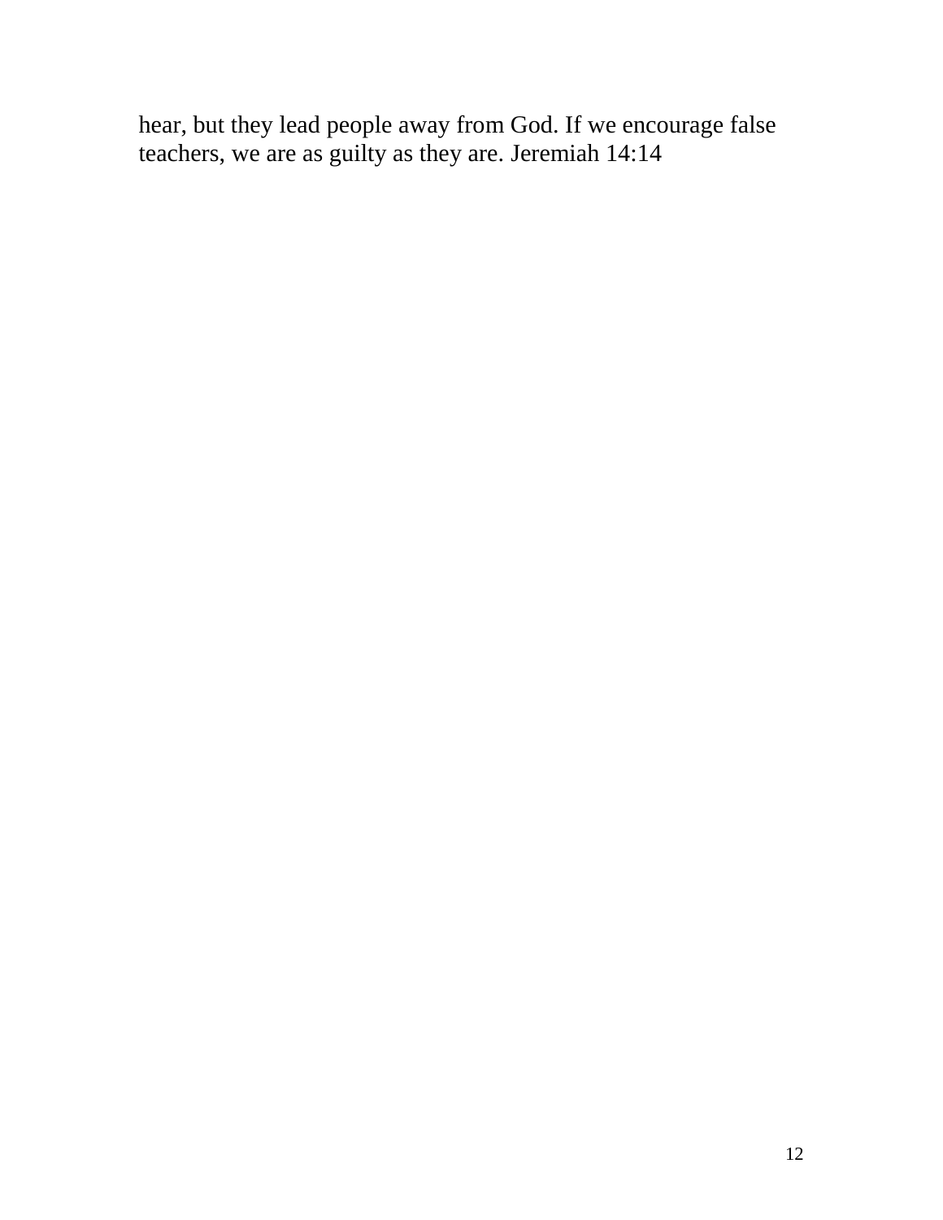hear, but they lead people away from God. If we encourage false teachers, we are as guilty as they are. Jeremiah 14:14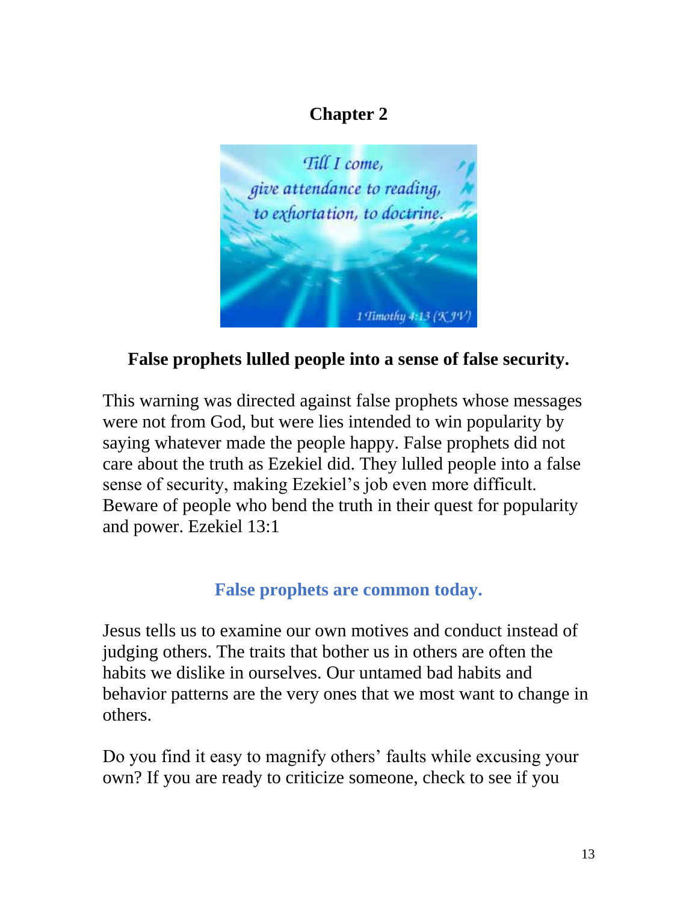# Chapter 2

Till I come,
give attendance to reading,
to exhortation, to doctrine.

1 Timothy 4:13 (KJV)

**False prophets lulled people into a sense of false security.**

This warning was directed against false prophets whose messages were not from God, but were lies intended to win popularity by saying whatever made the people happy. False prophets did not care about the truth as Ezekiel did. They lulled people into a false sense of security, making Ezekiel's job even more difficult. Beware of people who bend the truth in their quest for popularity and power. Ezekiel 13:1

## False prophets are common today.

Jesus tells us to examine our own motives and conduct instead of judging others. The traits that bother us in others are often the habits we dislike in ourselves. Our untamed bad habits and behavior patterns are the very ones that we most want to change in others.

Do you find it easy to magnify others' faults while excusing your own? If you are ready to criticize someone, check to see if you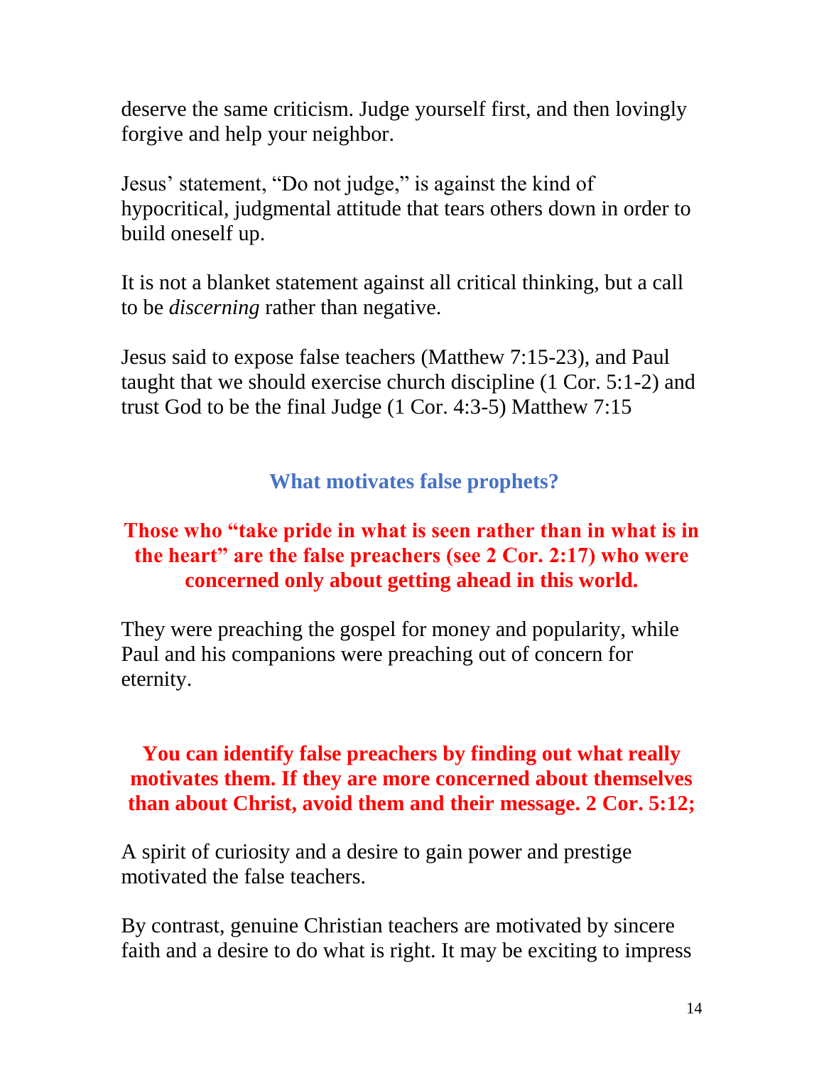deserve the same criticism. Judge yourself first, and then lovingly forgive and help your neighbor.

Jesus' statement, "Do not judge," is against the kind of hypocritical, judgmental attitude that tears others down in order to build oneself up.

It is not a blanket statement against all critical thinking, but a call to be *discerning* rather than negative.

Jesus said to expose false teachers (Matthew 7:15-23), and Paul taught that we should exercise church discipline (1 Cor. 5:1-2) and trust God to be the final Judge (1 Cor. 4:3-5) Matthew 7:15

## What motivates false prophets?

**Those who "take pride in what is seen rather than in what is in the heart" are the false preachers (see 2 Cor. 2:17) who were concerned only about getting ahead in this world.**

They were preaching the gospel for money and popularity, while Paul and his companions were preaching out of concern for eternity.

**You can identify false preachers by finding out what really motivates them. If they are more concerned about themselves than about Christ, avoid them and their message. 2 Cor. 5:12;**

A spirit of curiosity and a desire to gain power and prestige motivated the false teachers.

By contrast, genuine Christian teachers are motivated by sincere faith and a desire to do what is right. It may be exciting to impress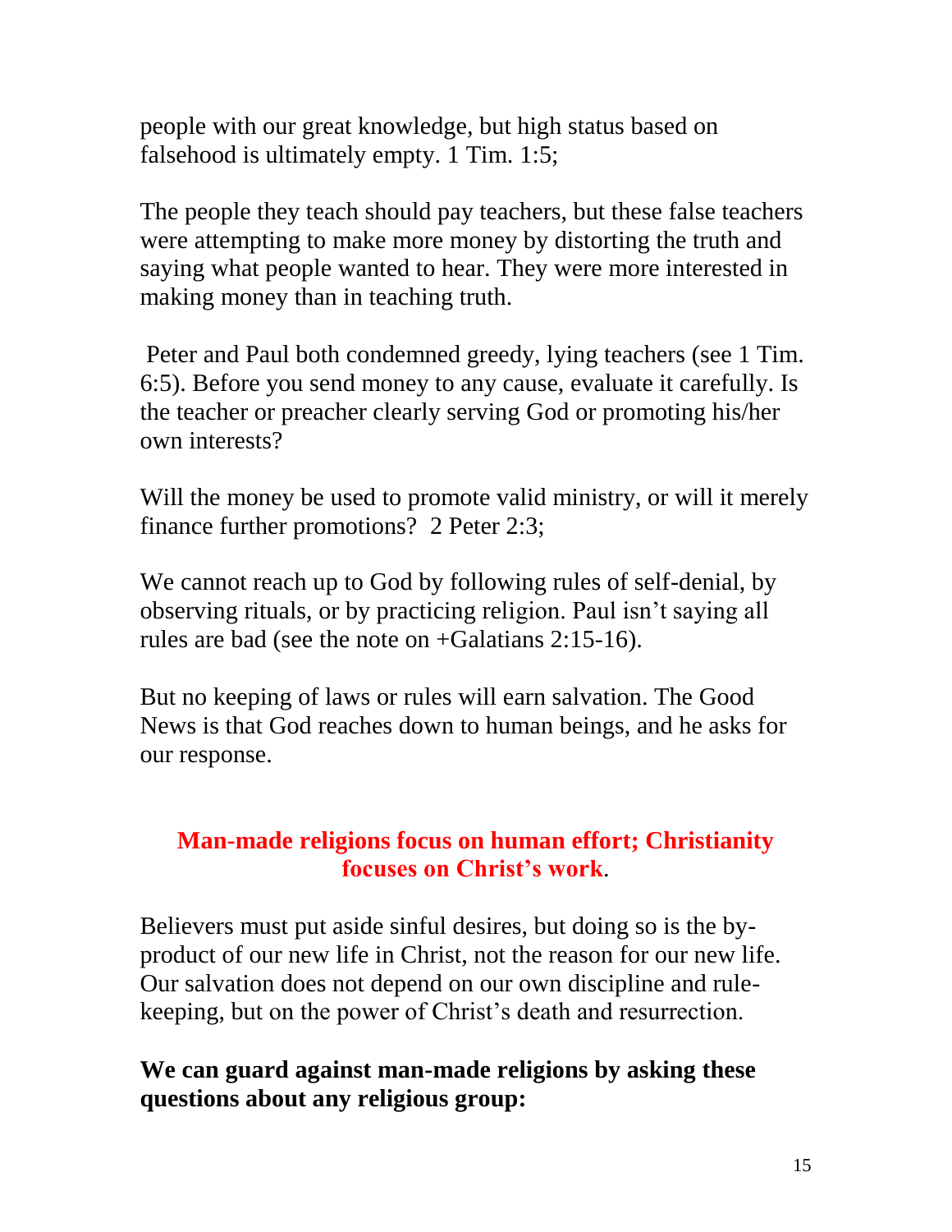people with our great knowledge, but high status based on falsehood is ultimately empty. 1 Tim. 1:5;

The people they teach should pay teachers, but these false teachers were attempting to make more money by distorting the truth and saying what people wanted to hear. They were more interested in making money than in teaching truth.

Peter and Paul both condemned greedy, lying teachers (see 1 Tim. 6:5). Before you send money to any cause, evaluate it carefully. Is the teacher or preacher clearly serving God or promoting his/her own interests?

Will the money be used to promote valid ministry, or will it merely finance further promotions? 2 Peter 2:3;

We cannot reach up to God by following rules of self-denial, by observing rituals, or by practicing religion. Paul isn't saying all rules are bad (see the note on +Galatians 2:15-16).

But no keeping of laws or rules will earn salvation. The Good News is that God reaches down to human beings, and he asks for our response.

**Man-made religions focus on human effort; Christianity focuses on Christ's work**.

Believers must put aside sinful desires, but doing so is the by-product of our new life in Christ, not the reason for our new life. Our salvation does not depend on our own discipline and rule-keeping, but on the power of Christ's death and resurrection.

**We can guard against man-made religions by asking these questions about any religious group:**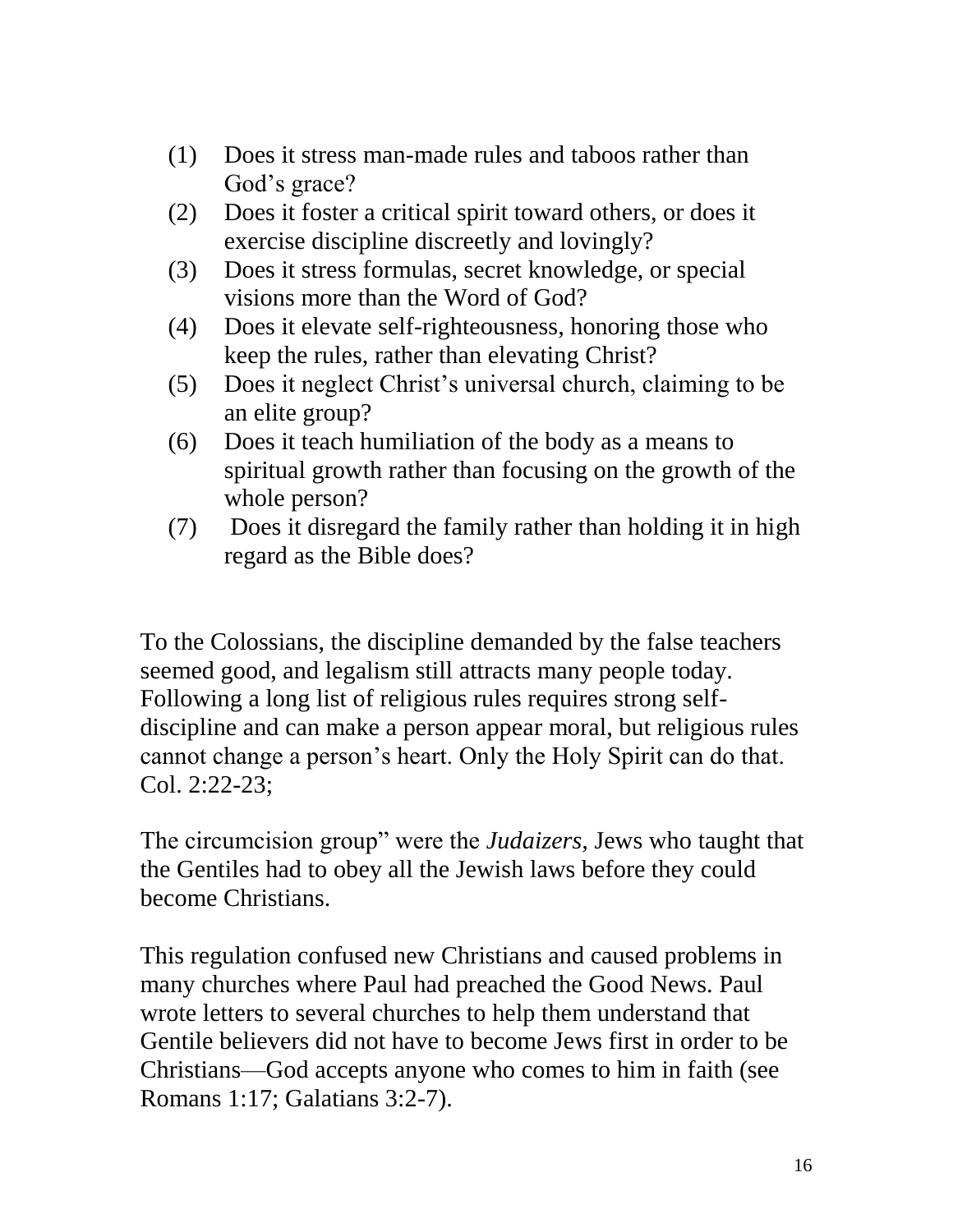(1) Does it stress man-made rules and taboos rather than God’s grace?
(2) Does it foster a critical spirit toward others, or does it exercise discipline discreetly and lovingly?
(3) Does it stress formulas, secret knowledge, or special visions more than the Word of God?
(4) Does it elevate self-righteousness, honoring those who keep the rules, rather than elevating Christ?
(5) Does it neglect Christ’s universal church, claiming to be an elite group?
(6) Does it teach humiliation of the body as a means to spiritual growth rather than focusing on the growth of the whole person?
(7) Does it disregard the family rather than holding it in high regard as the Bible does?

To the Colossians, the discipline demanded by the false teachers seemed good, and legalism still attracts many people today. Following a long list of religious rules requires strong self-discipline and can make a person appear moral, but religious rules cannot change a person’s heart. Only the Holy Spirit can do that. Col. 2:22-23;

The circumcision group” were the *Judaizers*, Jews who taught that the Gentiles had to obey all the Jewish laws before they could become Christians.

This regulation confused new Christians and caused problems in many churches where Paul had preached the Good News. Paul wrote letters to several churches to help them understand that Gentile believers did not have to become Jews first in order to be Christians—God accepts anyone who comes to him in faith (see Romans 1:17; Galatians 3:2-7).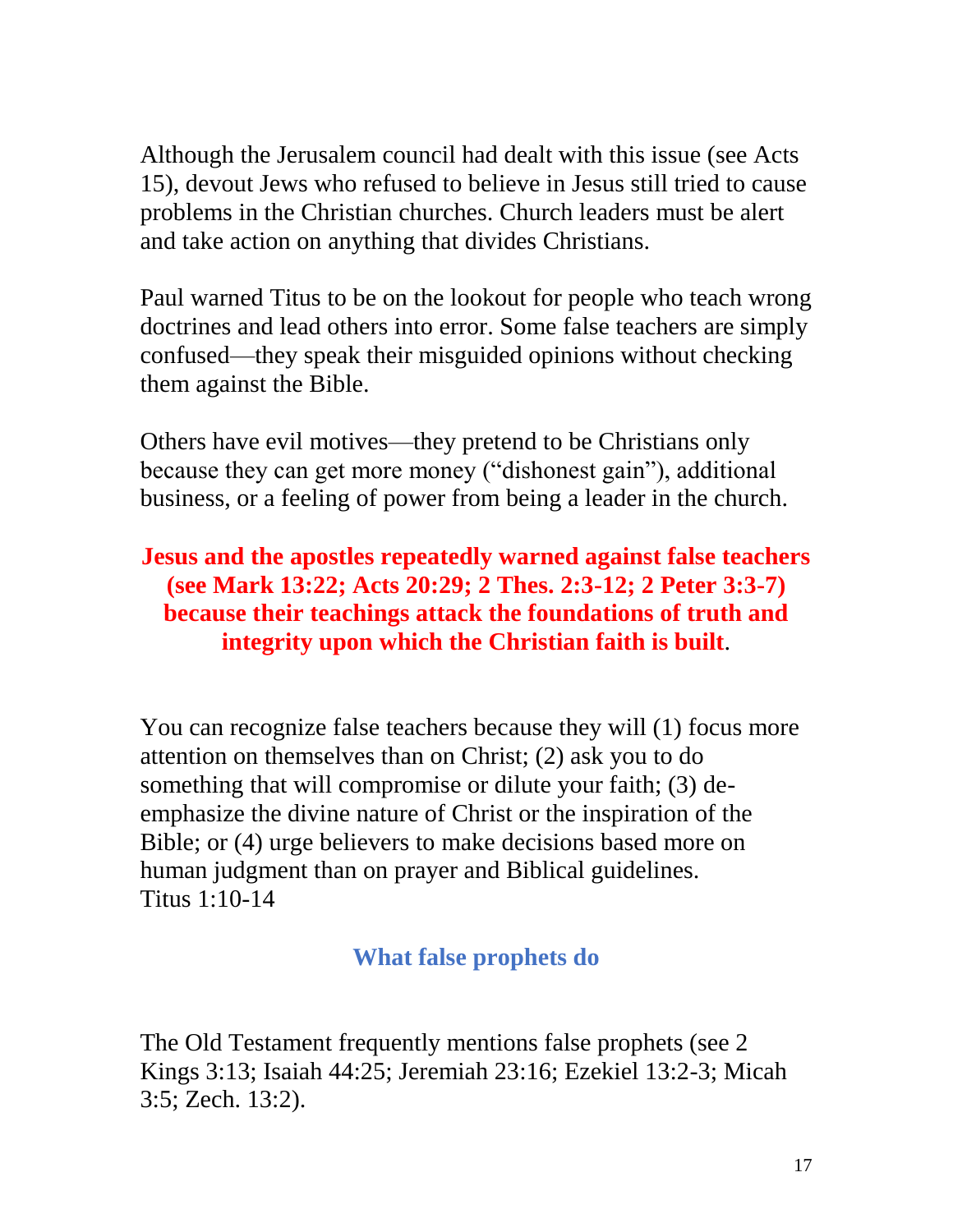Although the Jerusalem council had dealt with this issue (see Acts 15), devout Jews who refused to believe in Jesus still tried to cause problems in the Christian churches. Church leaders must be alert and take action on anything that divides Christians.

Paul warned Titus to be on the lookout for people who teach wrong doctrines and lead others into error. Some false teachers are simply confused—they speak their misguided opinions without checking them against the Bible.

Others have evil motives—they pretend to be Christians only because they can get more money ("dishonest gain"), additional business, or a feeling of power from being a leader in the church.

**Jesus and the apostles repeatedly warned against false teachers (see Mark 13:22; Acts 20:29; 2 Thes. 2:3-12; 2 Peter 3:3-7) because their teachings attack the foundations of truth and integrity upon which the Christian faith is built**.

You can recognize false teachers because they will (1) focus more attention on themselves than on Christ; (2) ask you to do something that will compromise or dilute your faith; (3) de-emphasize the divine nature of Christ or the inspiration of the Bible; or (4) urge believers to make decisions based more on human judgment than on prayer and Biblical guidelines.
Titus 1:10-14

## What false prophets do

The Old Testament frequently mentions false prophets (see 2 Kings 3:13; Isaiah 44:25; Jeremiah 23:16; Ezekiel 13:2-3; Micah 3:5; Zech. 13:2).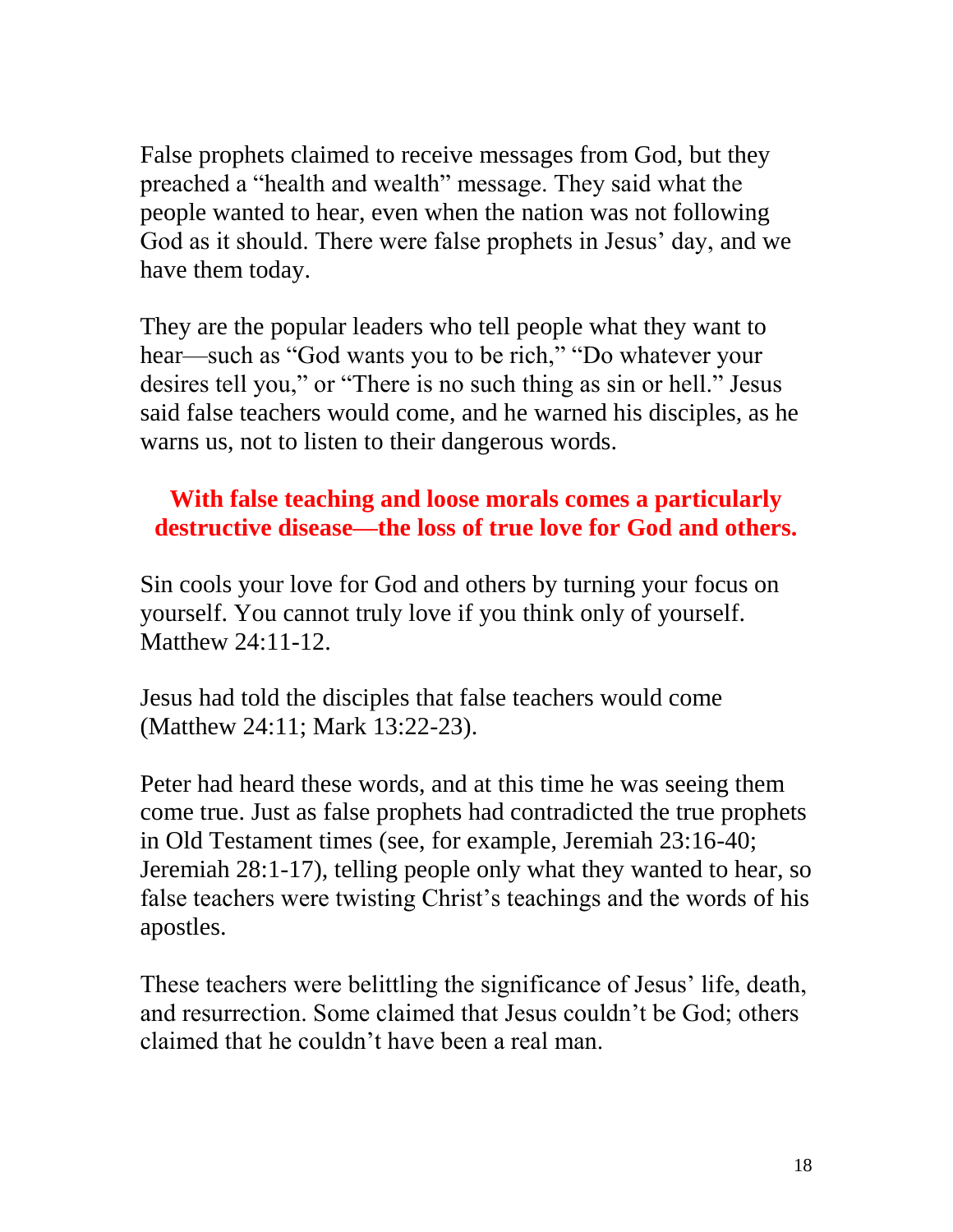False prophets claimed to receive messages from God, but they preached a "health and wealth" message. They said what the people wanted to hear, even when the nation was not following God as it should. There were false prophets in Jesus' day, and we have them today.

They are the popular leaders who tell people what they want to hear—such as "God wants you to be rich," "Do whatever your desires tell you," or "There is no such thing as sin or hell." Jesus said false teachers would come, and he warned his disciples, as he warns us, not to listen to their dangerous words.

**With false teaching and loose morals comes a particularly destructive disease—the loss of true love for God and others.**

Sin cools your love for God and others by turning your focus on yourself. You cannot truly love if you think only of yourself. Matthew 24:11-12.

Jesus had told the disciples that false teachers would come (Matthew 24:11; Mark 13:22-23).

Peter had heard these words, and at this time he was seeing them come true. Just as false prophets had contradicted the true prophets in Old Testament times (see, for example, Jeremiah 23:16-40; Jeremiah 28:1-17), telling people only what they wanted to hear, so false teachers were twisting Christ's teachings and the words of his apostles.

These teachers were belittling the significance of Jesus' life, death, and resurrection. Some claimed that Jesus couldn't be God; others claimed that he couldn't have been a real man.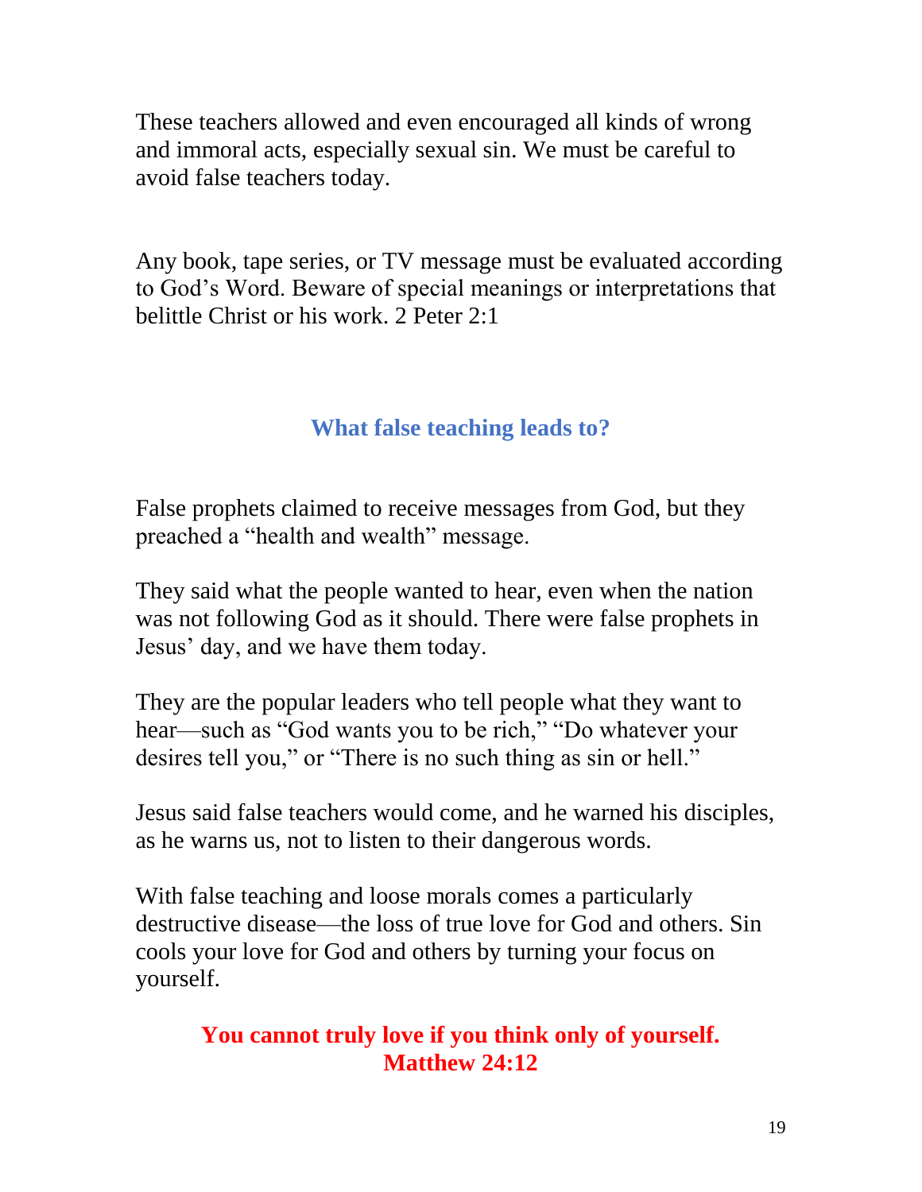These teachers allowed and even encouraged all kinds of wrong and immoral acts, especially sexual sin. We must be careful to avoid false teachers today.

Any book, tape series, or TV message must be evaluated according to God's Word. Beware of special meanings or interpretations that belittle Christ or his work. 2 Peter 2:1

## What false teaching leads to?

False prophets claimed to receive messages from God, but they preached a "health and wealth" message.

They said what the people wanted to hear, even when the nation was not following God as it should. There were false prophets in Jesus' day, and we have them today.

They are the popular leaders who tell people what they want to hear—such as "God wants you to be rich," "Do whatever your desires tell you," or "There is no such thing as sin or hell."

Jesus said false teachers would come, and he warned his disciples, as he warns us, not to listen to their dangerous words.

With false teaching and loose morals comes a particularly destructive disease—the loss of true love for God and others. Sin cools your love for God and others by turning your focus on yourself.

**You cannot truly love if you think only of yourself. Matthew 24:12**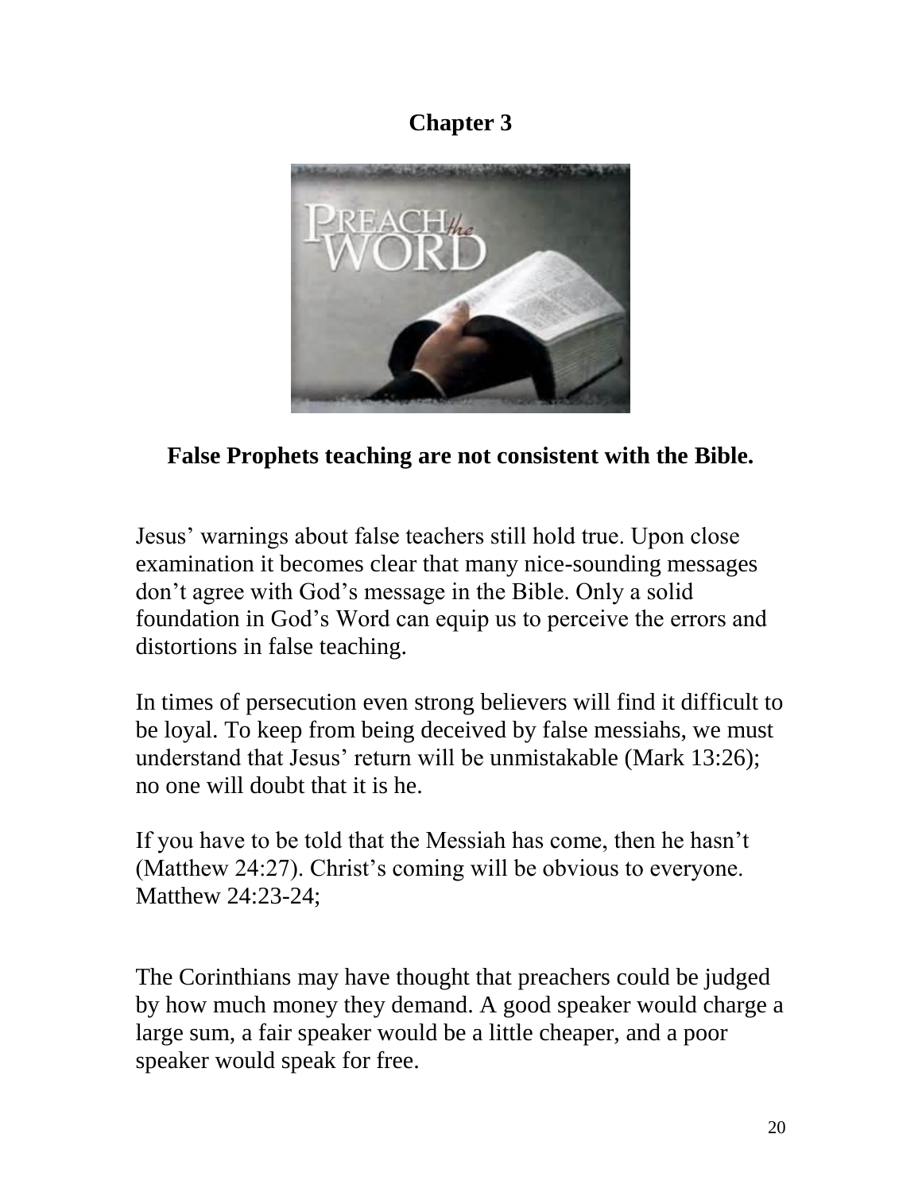## Chapter 3

**False Prophets teaching are not consistent with the Bible.**

Jesus' warnings about false teachers still hold true. Upon close examination it becomes clear that many nice-sounding messages don't agree with God's message in the Bible. Only a solid foundation in God's Word can equip us to perceive the errors and distortions in false teaching.

In times of persecution even strong believers will find it difficult to be loyal. To keep from being deceived by false messiahs, we must understand that Jesus' return will be unmistakable (Mark 13:26); no one will doubt that it is he.

If you have to be told that the Messiah has come, then he hasn't (Matthew 24:27). Christ's coming will be obvious to everyone. Matthew 24:23-24;

The Corinthians may have thought that preachers could be judged by how much money they demand. A good speaker would charge a large sum, a fair speaker would be a little cheaper, and a poor speaker would speak for free.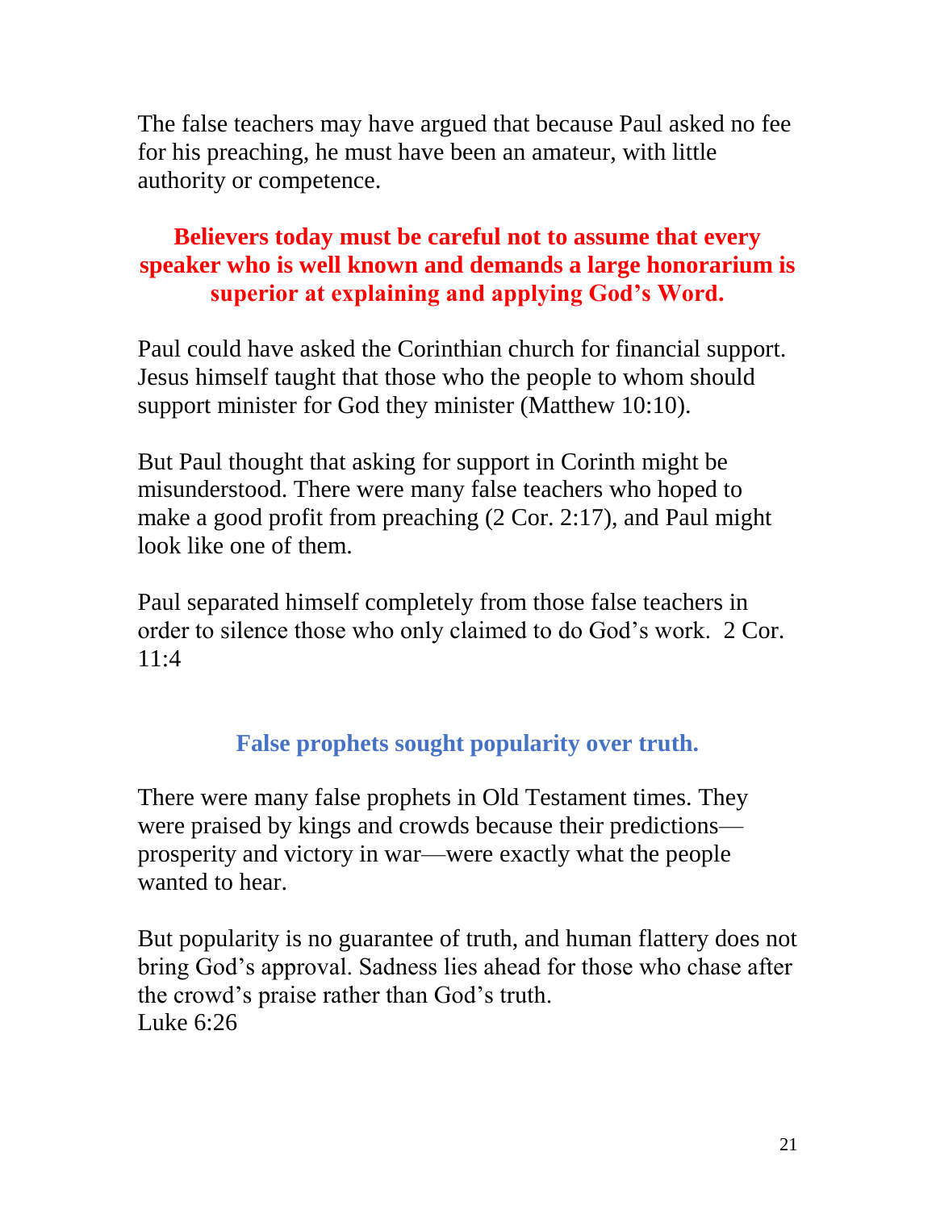The false teachers may have argued that because Paul asked no fee for his preaching, he must have been an amateur, with little authority or competence.

**Believers today must be careful not to assume that every speaker who is well known and demands a large honorarium is superior at explaining and applying God's Word.**

Paul could have asked the Corinthian church for financial support. Jesus himself taught that those who the people to whom should support minister for God they minister (Matthew 10:10).

But Paul thought that asking for support in Corinth might be misunderstood. There were many false teachers who hoped to make a good profit from preaching (2 Cor. 2:17), and Paul might look like one of them.

Paul separated himself completely from those false teachers in order to silence those who only claimed to do God's work. 2 Cor. 11:4

## False prophets sought popularity over truth.

There were many false prophets in Old Testament times. They were praised by kings and crowds because their predictions—prosperity and victory in war—were exactly what the people wanted to hear.

But popularity is no guarantee of truth, and human flattery does not bring God's approval. Sadness lies ahead for those who chase after the crowd's praise rather than God's truth.
Luke 6:26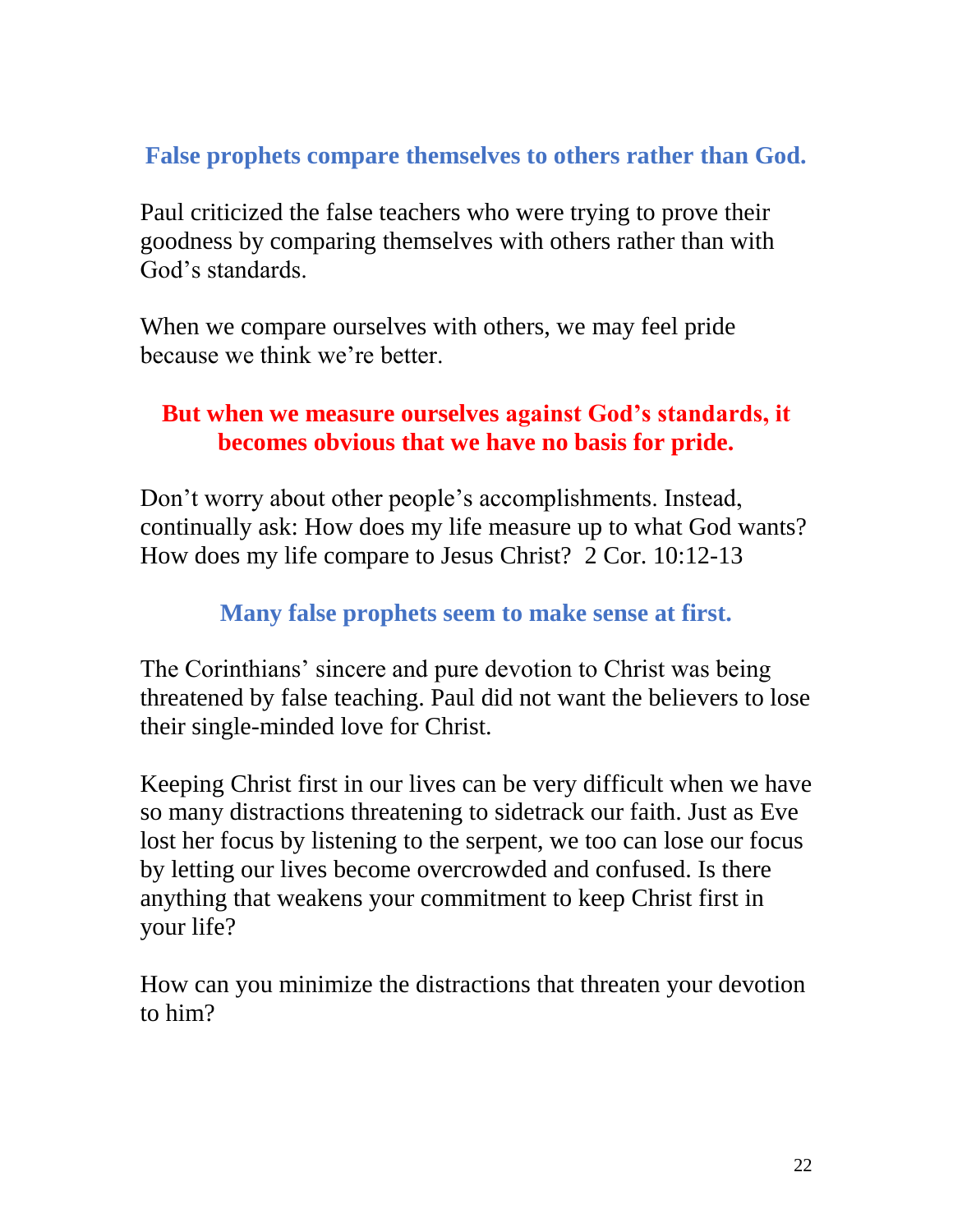## False prophets compare themselves to others rather than God.

Paul criticized the false teachers who were trying to prove their goodness by comparing themselves with others rather than with God's standards.

When we compare ourselves with others, we may feel pride because we think we're better.

**But when we measure ourselves against God's standards, it becomes obvious that we have no basis for pride.**

Don't worry about other people's accomplishments. Instead, continually ask: How does my life measure up to what God wants? How does my life compare to Jesus Christ? 2 Cor. 10:12-13

## Many false prophets seem to make sense at first.

The Corinthians' sincere and pure devotion to Christ was being threatened by false teaching. Paul did not want the believers to lose their single-minded love for Christ.

Keeping Christ first in our lives can be very difficult when we have so many distractions threatening to sidetrack our faith. Just as Eve lost her focus by listening to the serpent, we too can lose our focus by letting our lives become overcrowded and confused. Is there anything that weakens your commitment to keep Christ first in your life?

How can you minimize the distractions that threaten your devotion to him?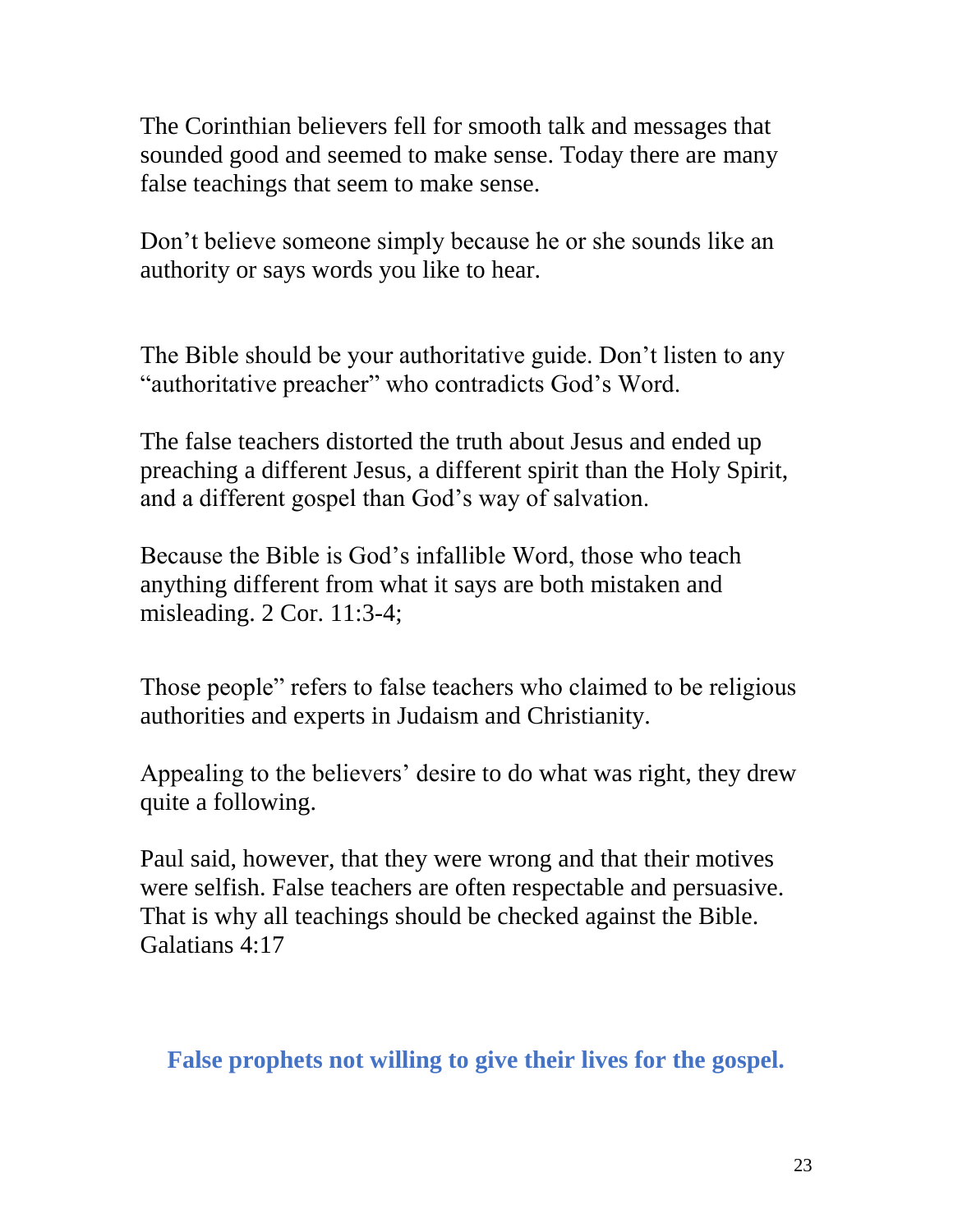The Corinthian believers fell for smooth talk and messages that sounded good and seemed to make sense. Today there are many false teachings that seem to make sense.

Don't believe someone simply because he or she sounds like an authority or says words you like to hear.

The Bible should be your authoritative guide. Don't listen to any "authoritative preacher" who contradicts God's Word.

The false teachers distorted the truth about Jesus and ended up preaching a different Jesus, a different spirit than the Holy Spirit, and a different gospel than God's way of salvation.

Because the Bible is God's infallible Word, those who teach anything different from what it says are both mistaken and misleading. 2 Cor. 11:3-4;

Those people" refers to false teachers who claimed to be religious authorities and experts in Judaism and Christianity.

Appealing to the believers' desire to do what was right, they drew quite a following.

Paul said, however, that they were wrong and that their motives were selfish. False teachers are often respectable and persuasive. That is why all teachings should be checked against the Bible. Galatians 4:17

**False prophets not willing to give their lives for the gospel.**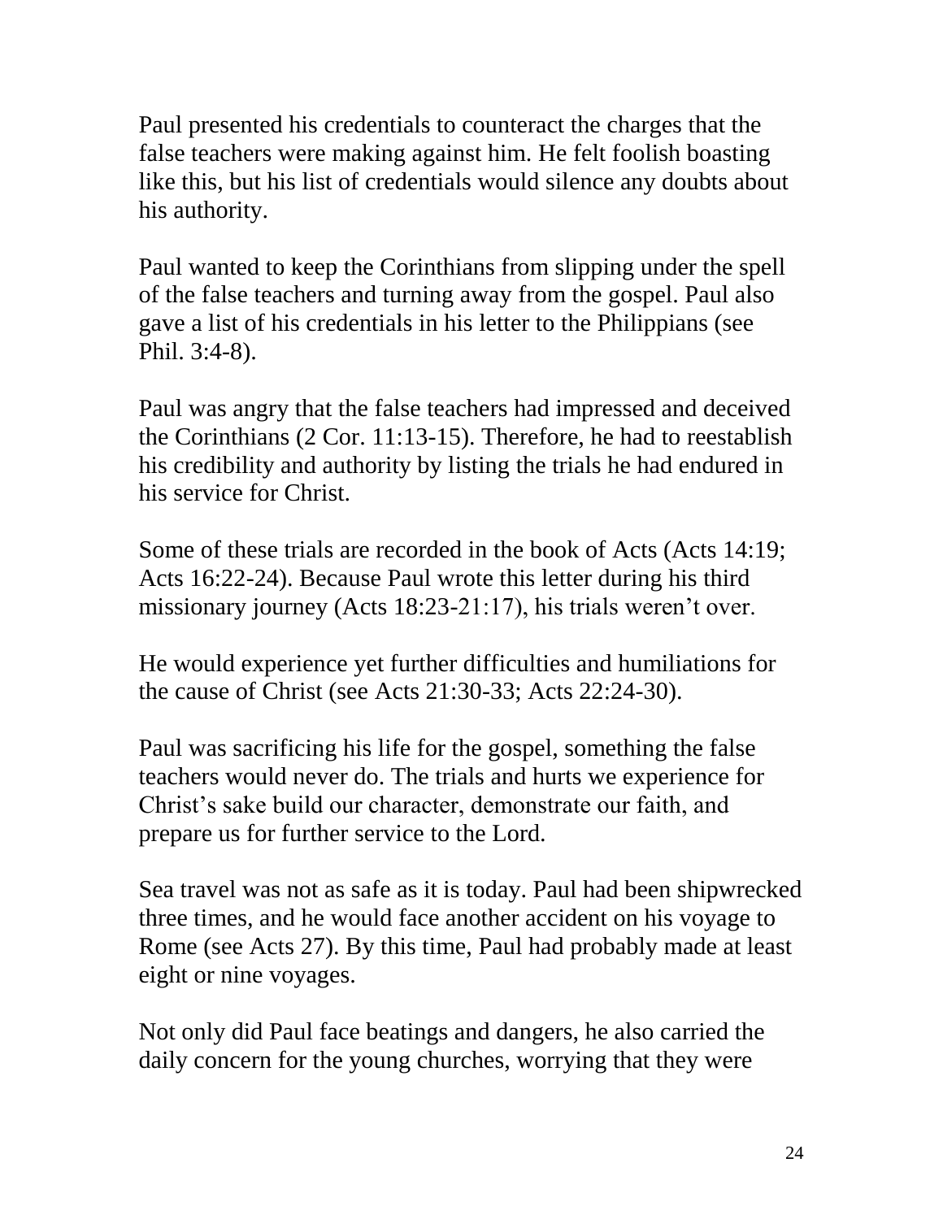Paul presented his credentials to counteract the charges that the false teachers were making against him. He felt foolish boasting like this, but his list of credentials would silence any doubts about his authority.

Paul wanted to keep the Corinthians from slipping under the spell of the false teachers and turning away from the gospel. Paul also gave a list of his credentials in his letter to the Philippians (see Phil. 3:4-8).

Paul was angry that the false teachers had impressed and deceived the Corinthians (2 Cor. 11:13-15). Therefore, he had to reestablish his credibility and authority by listing the trials he had endured in his service for Christ.

Some of these trials are recorded in the book of Acts (Acts 14:19; Acts 16:22-24). Because Paul wrote this letter during his third missionary journey (Acts 18:23-21:17), his trials weren't over.

He would experience yet further difficulties and humiliations for the cause of Christ (see Acts 21:30-33; Acts 22:24-30).

Paul was sacrificing his life for the gospel, something the false teachers would never do. The trials and hurts we experience for Christ's sake build our character, demonstrate our faith, and prepare us for further service to the Lord.

Sea travel was not as safe as it is today. Paul had been shipwrecked three times, and he would face another accident on his voyage to Rome (see Acts 27). By this time, Paul had probably made at least eight or nine voyages.

Not only did Paul face beatings and dangers, he also carried the daily concern for the young churches, worrying that they were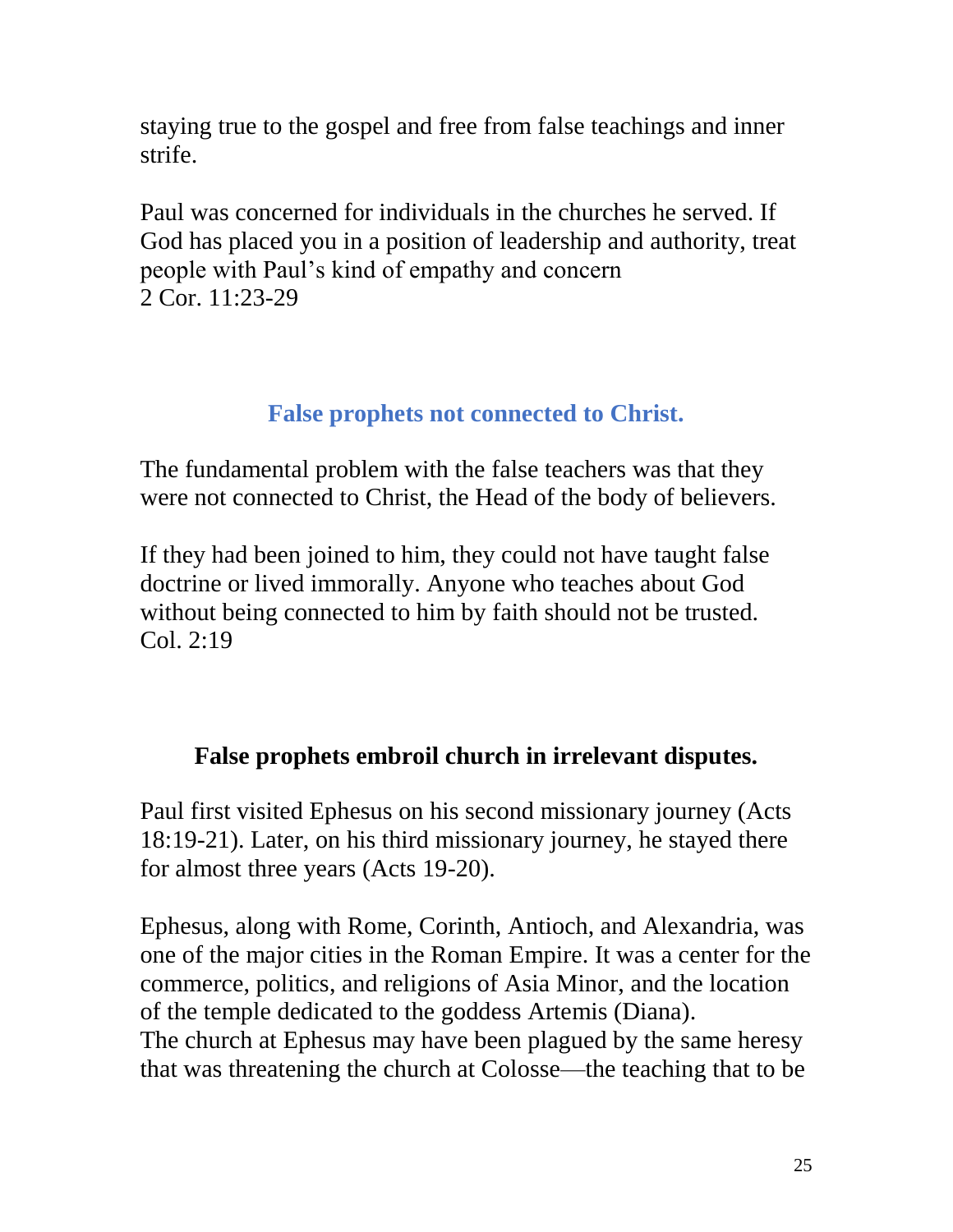staying true to the gospel and free from false teachings and inner strife.

Paul was concerned for individuals in the churches he served. If God has placed you in a position of leadership and authority, treat people with Paul's kind of empathy and concern
2 Cor. 11:23-29

## False prophets not connected to Christ.

The fundamental problem with the false teachers was that they were not connected to Christ, the Head of the body of believers.

If they had been joined to him, they could not have taught false doctrine or lived immorally. Anyone who teaches about God without being connected to him by faith should not be trusted.
Col. 2:19

## False prophets embroil church in irrelevant disputes.

Paul first visited Ephesus on his second missionary journey (Acts 18:19-21). Later, on his third missionary journey, he stayed there for almost three years (Acts 19-20).

Ephesus, along with Rome, Corinth, Antioch, and Alexandria, was one of the major cities in the Roman Empire. It was a center for the commerce, politics, and religions of Asia Minor, and the location of the temple dedicated to the goddess Artemis (Diana).
The church at Ephesus may have been plagued by the same heresy that was threatening the church at Colosse—the teaching that to be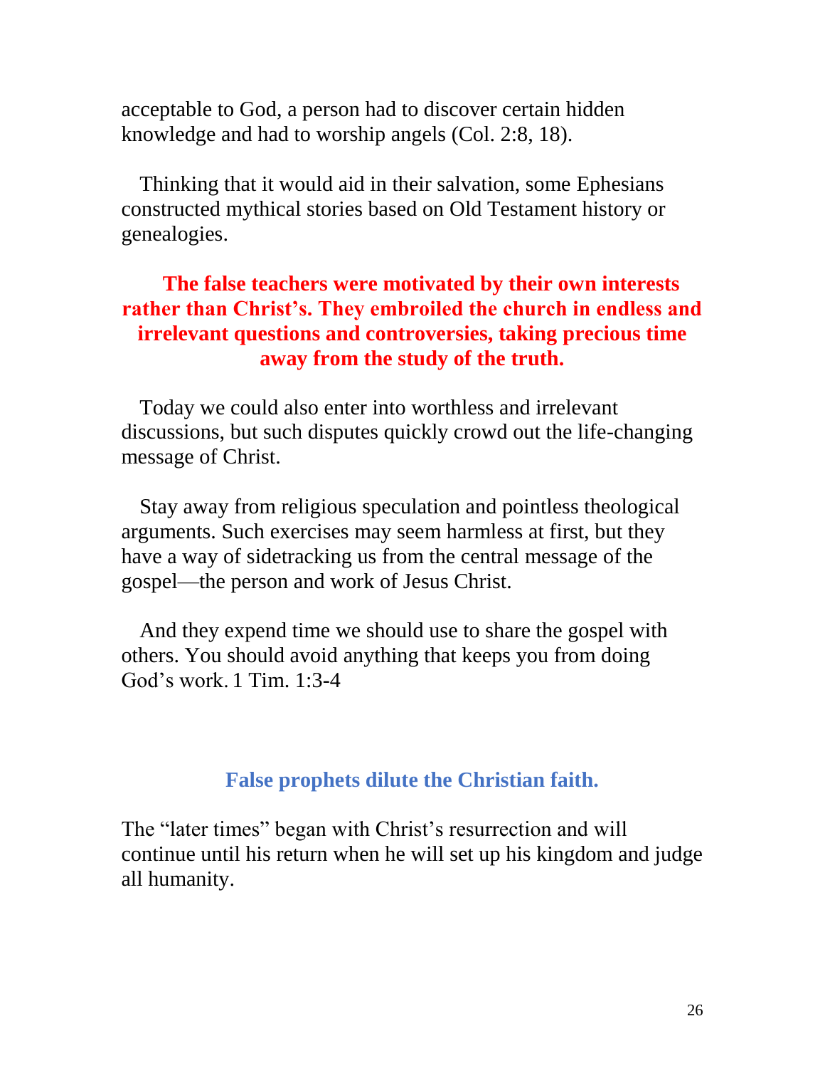acceptable to God, a person had to discover certain hidden knowledge and had to worship angels (Col. 2:8, 18).

Thinking that it would aid in their salvation, some Ephesians constructed mythical stories based on Old Testament history or genealogies.

**The false teachers were motivated by their own interests rather than Christ's. They embroiled the church in endless and irrelevant questions and controversies, taking precious time away from the study of the truth.**

Today we could also enter into worthless and irrelevant discussions, but such disputes quickly crowd out the life-changing message of Christ.

Stay away from religious speculation and pointless theological arguments. Such exercises may seem harmless at first, but they have a way of sidetracking us from the central message of the gospel—the person and work of Jesus Christ.

And they expend time we should use to share the gospel with others. You should avoid anything that keeps you from doing God's work. 1 Tim. 1:3-4

## False prophets dilute the Christian faith.

The "later times" began with Christ's resurrection and will continue until his return when he will set up his kingdom and judge all humanity.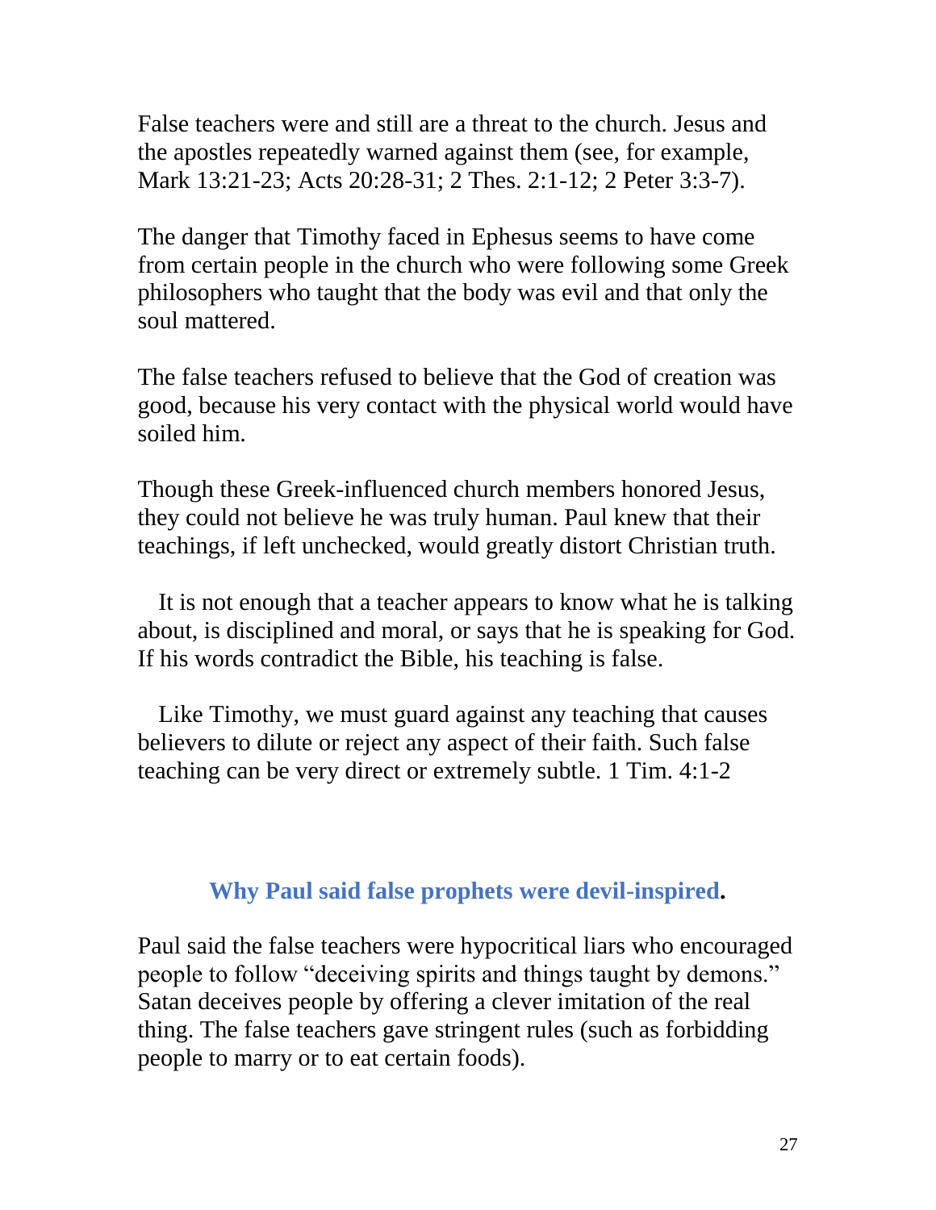False teachers were and still are a threat to the church. Jesus and the apostles repeatedly warned against them (see, for example, Mark 13:21-23; Acts 20:28-31; 2 Thes. 2:1-12; 2 Peter 3:3-7).

The danger that Timothy faced in Ephesus seems to have come from certain people in the church who were following some Greek philosophers who taught that the body was evil and that only the soul mattered.

The false teachers refused to believe that the God of creation was good, because his very contact with the physical world would have soiled him.

Though these Greek-influenced church members honored Jesus, they could not believe he was truly human. Paul knew that their teachings, if left unchecked, would greatly distort Christian truth.

It is not enough that a teacher appears to know what he is talking about, is disciplined and moral, or says that he is speaking for God. If his words contradict the Bible, his teaching is false.

Like Timothy, we must guard against any teaching that causes believers to dilute or reject any aspect of their faith. Such false teaching can be very direct or extremely subtle. 1 Tim. 4:1-2

## Why Paul said false prophets were devil-inspired.

Paul said the false teachers were hypocritical liars who encouraged people to follow "deceiving spirits and things taught by demons." Satan deceives people by offering a clever imitation of the real thing. The false teachers gave stringent rules (such as forbidding people to marry or to eat certain foods).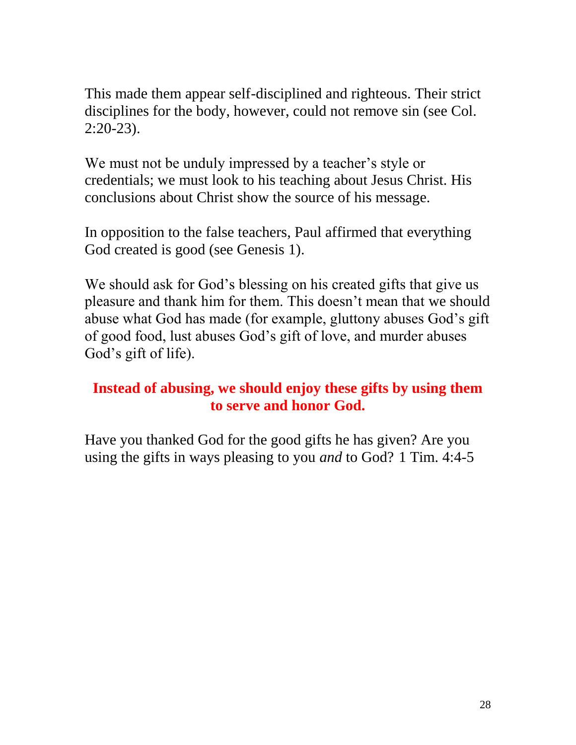This made them appear self-disciplined and righteous. Their strict disciplines for the body, however, could not remove sin (see Col. 2:20-23).

We must not be unduly impressed by a teacher's style or credentials; we must look to his teaching about Jesus Christ. His conclusions about Christ show the source of his message.

In opposition to the false teachers, Paul affirmed that everything God created is good (see Genesis 1).

We should ask for God's blessing on his created gifts that give us pleasure and thank him for them. This doesn't mean that we should abuse what God has made (for example, gluttony abuses God's gift of good food, lust abuses God's gift of love, and murder abuses God's gift of life).

**Instead of abusing, we should enjoy these gifts by using them to serve and honor God.**

Have you thanked God for the good gifts he has given? Are you using the gifts in ways pleasing to you *and* to God? 1 Tim. 4:4-5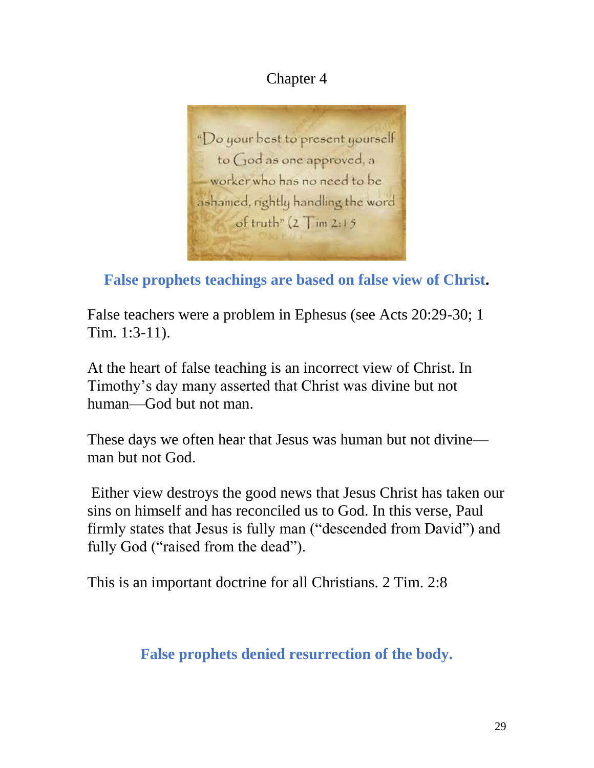# Chapter 4

"Do your best to present yourself to God as one approved, a worker who has no need to be ashamed, rightly handling the word of truth" (2 Tim 2:15

## False prophets teachings are based on false view of Christ.

False teachers were a problem in Ephesus (see Acts 20:29-30; 1 Tim. 1:3-11).

At the heart of false teaching is an incorrect view of Christ. In Timothy's day many asserted that Christ was divine but not human—God but not man.

These days we often hear that Jesus was human but not divine—man but not God.

Either view destroys the good news that Jesus Christ has taken our sins on himself and has reconciled us to God. In this verse, Paul firmly states that Jesus is fully man ("descended from David") and fully God ("raised from the dead").

This is an important doctrine for all Christians. 2 Tim. 2:8

## False prophets denied resurrection of the body.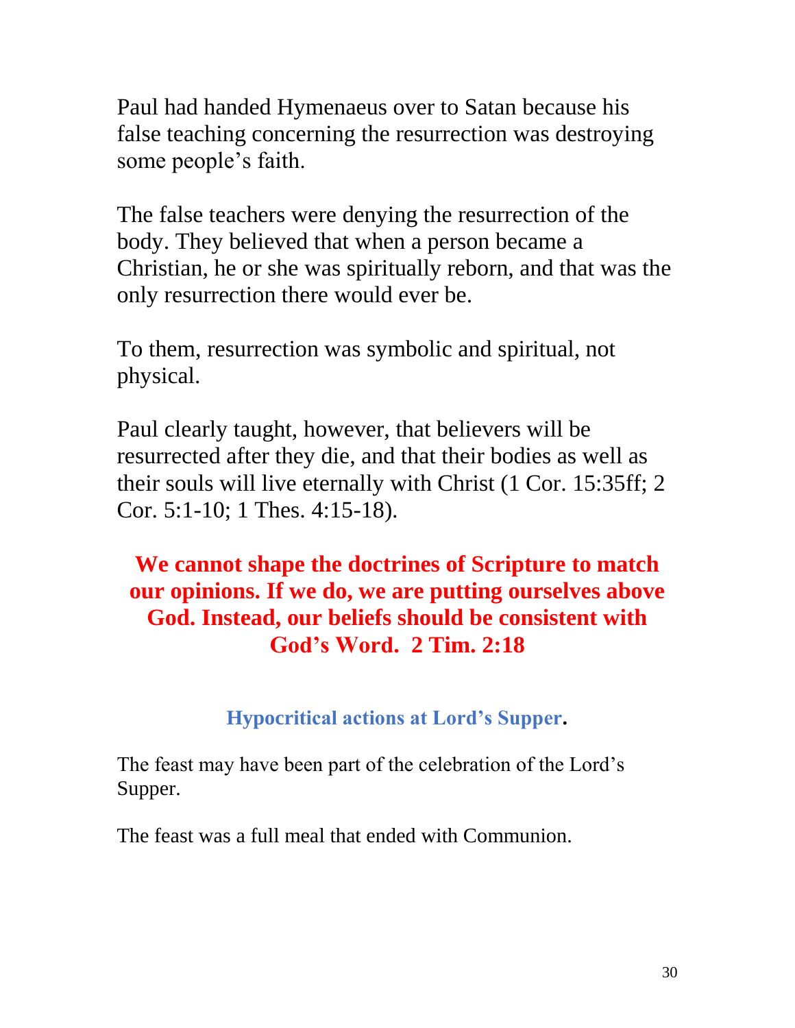Paul had handed Hymenaeus over to Satan because his false teaching concerning the resurrection was destroying some people's faith.

The false teachers were denying the resurrection of the body. They believed that when a person became a Christian, he or she was spiritually reborn, and that was the only resurrection there would ever be.

To them, resurrection was symbolic and spiritual, not physical.

Paul clearly taught, however, that believers will be resurrected after they die, and that their bodies as well as their souls will live eternally with Christ (1 Cor. 15:35ff; 2 Cor. 5:1-10; 1 Thes. 4:15-18).

**We cannot shape the doctrines of Scripture to match our opinions. If we do, we are putting ourselves above God. Instead, our beliefs should be consistent with God's Word. 2 Tim. 2:18**

### Hypocritical actions at Lord's Supper.

The feast may have been part of the celebration of the Lord's Supper.

The feast was a full meal that ended with Communion.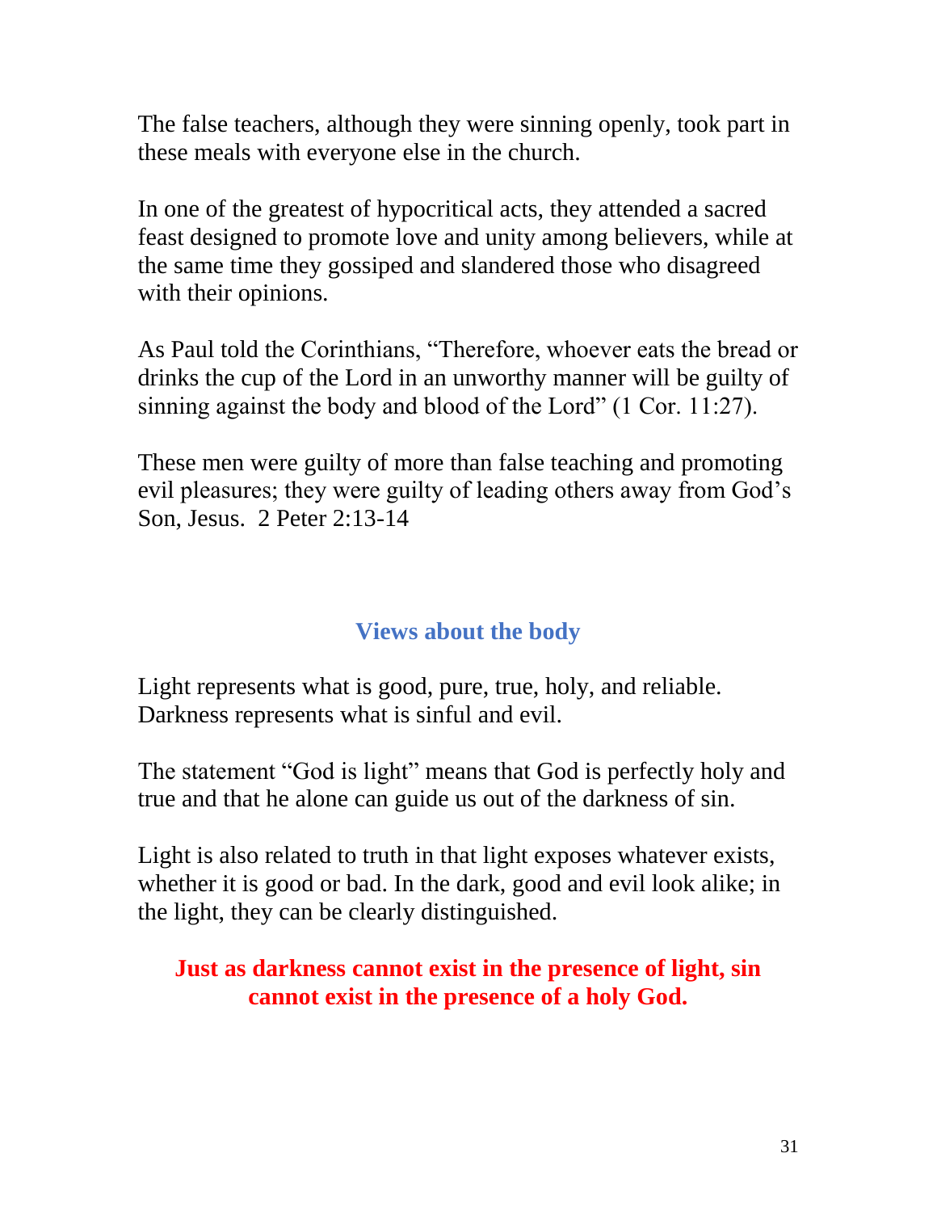The false teachers, although they were sinning openly, took part in these meals with everyone else in the church.

In one of the greatest of hypocritical acts, they attended a sacred feast designed to promote love and unity among believers, while at the same time they gossiped and slandered those who disagreed with their opinions.

As Paul told the Corinthians, "Therefore, whoever eats the bread or drinks the cup of the Lord in an unworthy manner will be guilty of sinning against the body and blood of the Lord" (1 Cor. 11:27).

These men were guilty of more than false teaching and promoting evil pleasures; they were guilty of leading others away from God's Son, Jesus. 2 Peter 2:13-14

## Views about the body

Light represents what is good, pure, true, holy, and reliable. Darkness represents what is sinful and evil.

The statement "God is light" means that God is perfectly holy and true and that he alone can guide us out of the darkness of sin.

Light is also related to truth in that light exposes whatever exists, whether it is good or bad. In the dark, good and evil look alike; in the light, they can be clearly distinguished.

**Just as darkness cannot exist in the presence of light, sin cannot exist in the presence of a holy God.**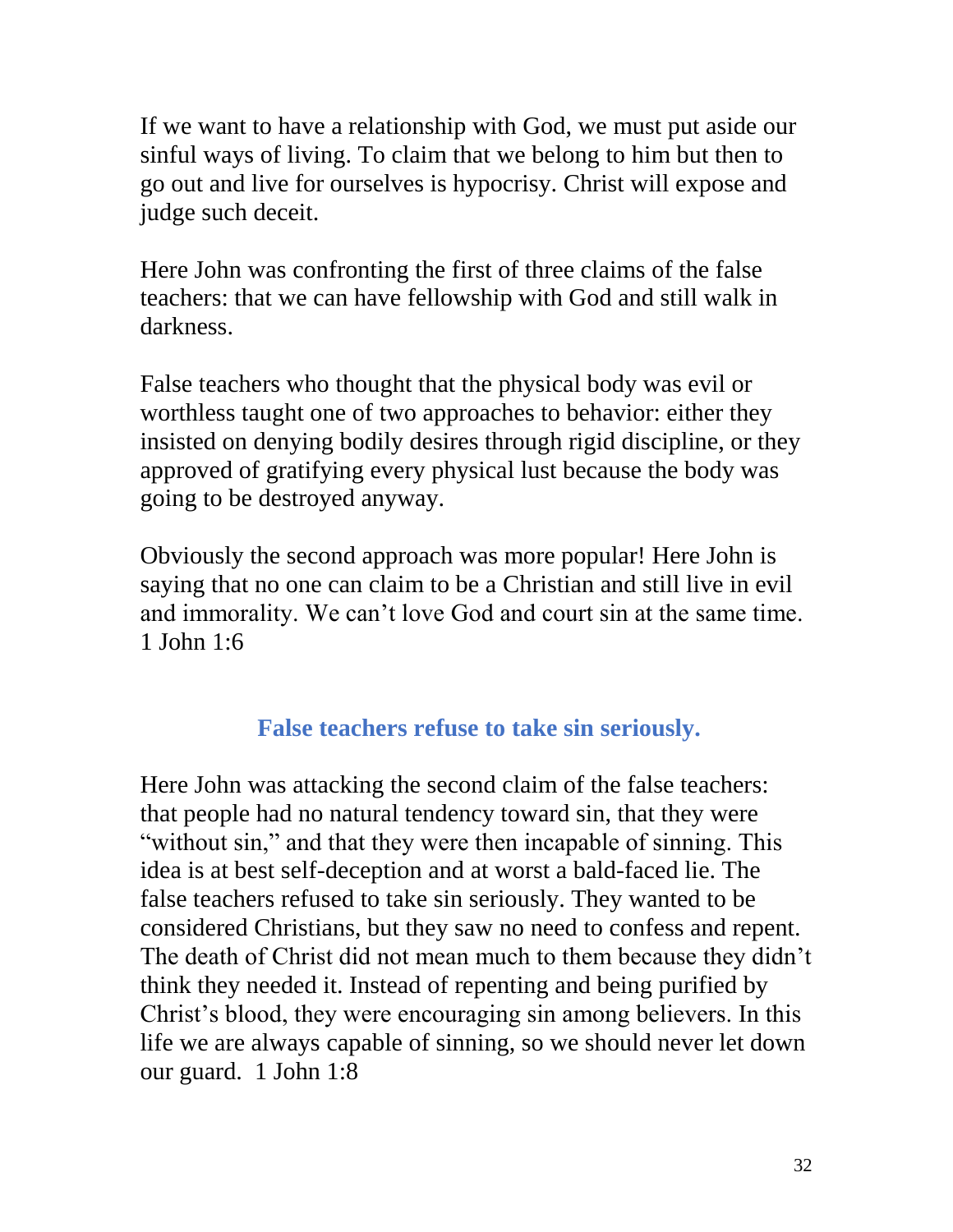If we want to have a relationship with God, we must put aside our sinful ways of living. To claim that we belong to him but then to go out and live for ourselves is hypocrisy. Christ will expose and judge such deceit.

Here John was confronting the first of three claims of the false teachers: that we can have fellowship with God and still walk in darkness.

False teachers who thought that the physical body was evil or worthless taught one of two approaches to behavior: either they insisted on denying bodily desires through rigid discipline, or they approved of gratifying every physical lust because the body was going to be destroyed anyway.

Obviously the second approach was more popular! Here John is saying that no one can claim to be a Christian and still live in evil and immorality. We can't love God and court sin at the same time. 1 John 1:6

## False teachers refuse to take sin seriously.

Here John was attacking the second claim of the false teachers: that people had no natural tendency toward sin, that they were "without sin," and that they were then incapable of sinning. This idea is at best self-deception and at worst a bald-faced lie. The false teachers refused to take sin seriously. They wanted to be considered Christians, but they saw no need to confess and repent. The death of Christ did not mean much to them because they didn't think they needed it. Instead of repenting and being purified by Christ's blood, they were encouraging sin among believers. In this life we are always capable of sinning, so we should never let down our guard. 1 John 1:8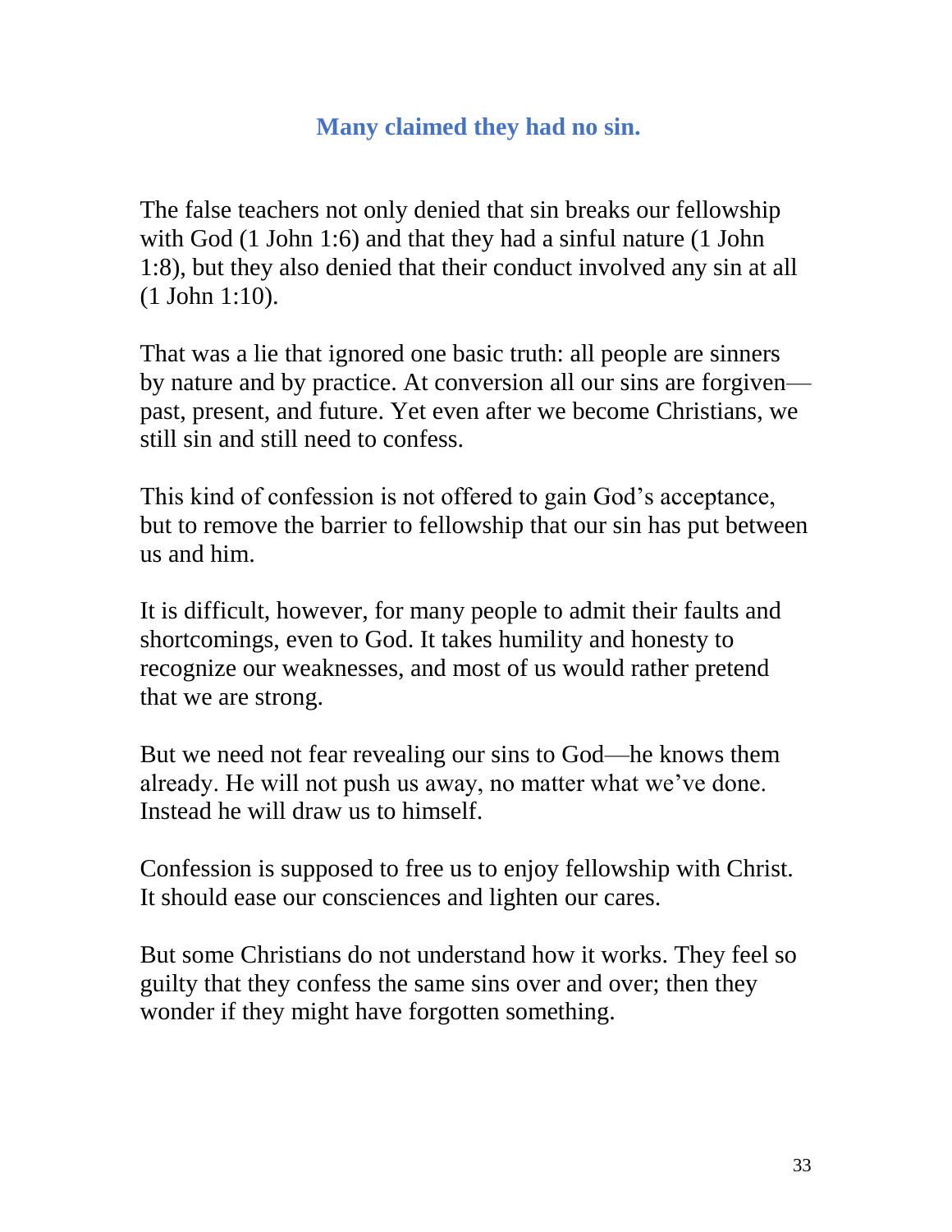## Many claimed they had no sin.

The false teachers not only denied that sin breaks our fellowship with God (1 John 1:6) and that they had a sinful nature (1 John 1:8), but they also denied that their conduct involved any sin at all (1 John 1:10).

That was a lie that ignored one basic truth: all people are sinners by nature and by practice. At conversion all our sins are forgiven—past, present, and future. Yet even after we become Christians, we still sin and still need to confess.

This kind of confession is not offered to gain God's acceptance, but to remove the barrier to fellowship that our sin has put between us and him.

It is difficult, however, for many people to admit their faults and shortcomings, even to God. It takes humility and honesty to recognize our weaknesses, and most of us would rather pretend that we are strong.

But we need not fear revealing our sins to God—he knows them already. He will not push us away, no matter what we've done. Instead he will draw us to himself.

Confession is supposed to free us to enjoy fellowship with Christ. It should ease our consciences and lighten our cares.

But some Christians do not understand how it works. They feel so guilty that they confess the same sins over and over; then they wonder if they might have forgotten something.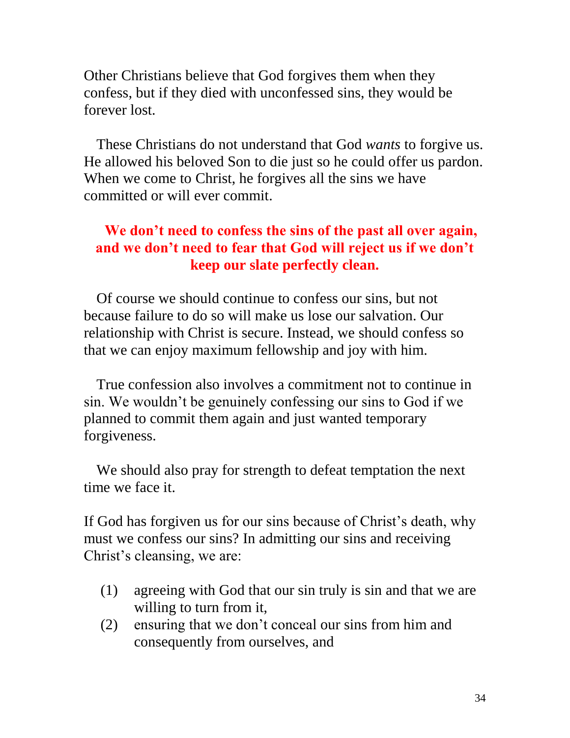Other Christians believe that God forgives them when they confess, but if they died with unconfessed sins, they would be forever lost.

These Christians do not understand that God *wants* to forgive us. He allowed his beloved Son to die just so he could offer us pardon. When we come to Christ, he forgives all the sins we have committed or will ever commit.

**We don't need to confess the sins of the past all over again, and we don't need to fear that God will reject us if we don't keep our slate perfectly clean.**

Of course we should continue to confess our sins, but not because failure to do so will make us lose our salvation. Our relationship with Christ is secure. Instead, we should confess so that we can enjoy maximum fellowship and joy with him.

True confession also involves a commitment not to continue in sin. We wouldn't be genuinely confessing our sins to God if we planned to commit them again and just wanted temporary forgiveness.

We should also pray for strength to defeat temptation the next time we face it.

If God has forgiven us for our sins because of Christ's death, why must we confess our sins? In admitting our sins and receiving Christ's cleansing, we are:

(1) agreeing with God that our sin truly is sin and that we are willing to turn from it,
(2) ensuring that we don't conceal our sins from him and consequently from ourselves, and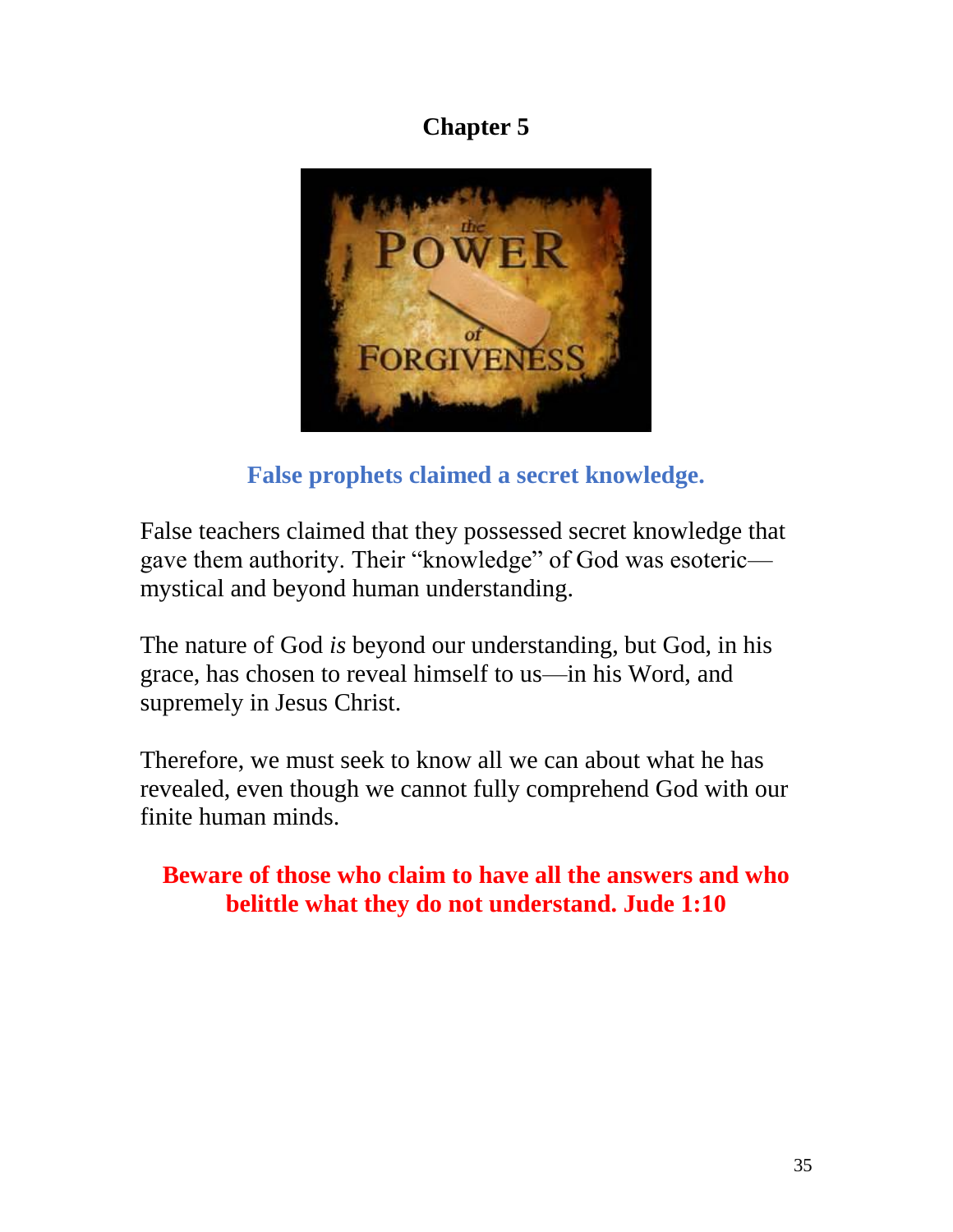# Chapter 5

**False prophets claimed a secret knowledge.**

False teachers claimed that they possessed secret knowledge that gave them authority. Their "knowledge" of God was esoteric—mystical and beyond human understanding.

The nature of God *is* beyond our understanding, but God, in his grace, has chosen to reveal himself to us—in his Word, and supremely in Jesus Christ.

Therefore, we must seek to know all we can about what he has revealed, even though we cannot fully comprehend God with our finite human minds.

**Beware of those who claim to have all the answers and who belittle what they do not understand. Jude 1:10**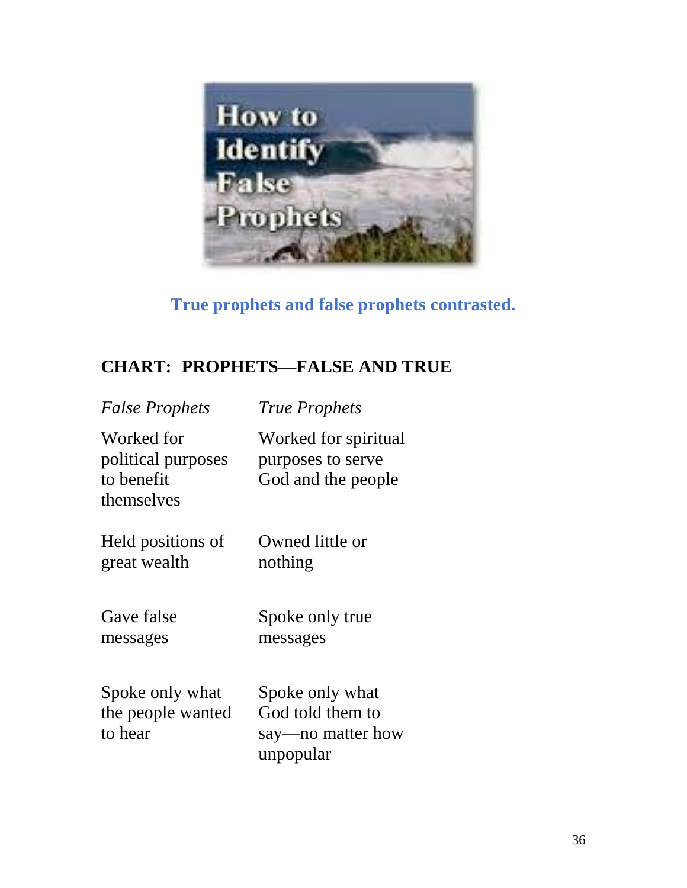True prophets and false prophets contrasted.

## CHART: PROPHETS—FALSE AND TRUE

| *False Prophets* | *True Prophets* |
|---|---|
| Worked for political purposes to benefit themselves | Worked for spiritual purposes to serve God and the people |
| Held positions of great wealth | Owned little or nothing |
| Gave false messages | Spoke only true messages |
| Spoke only what the people wanted to hear | Spoke only what God told them to say—no matter how unpopular |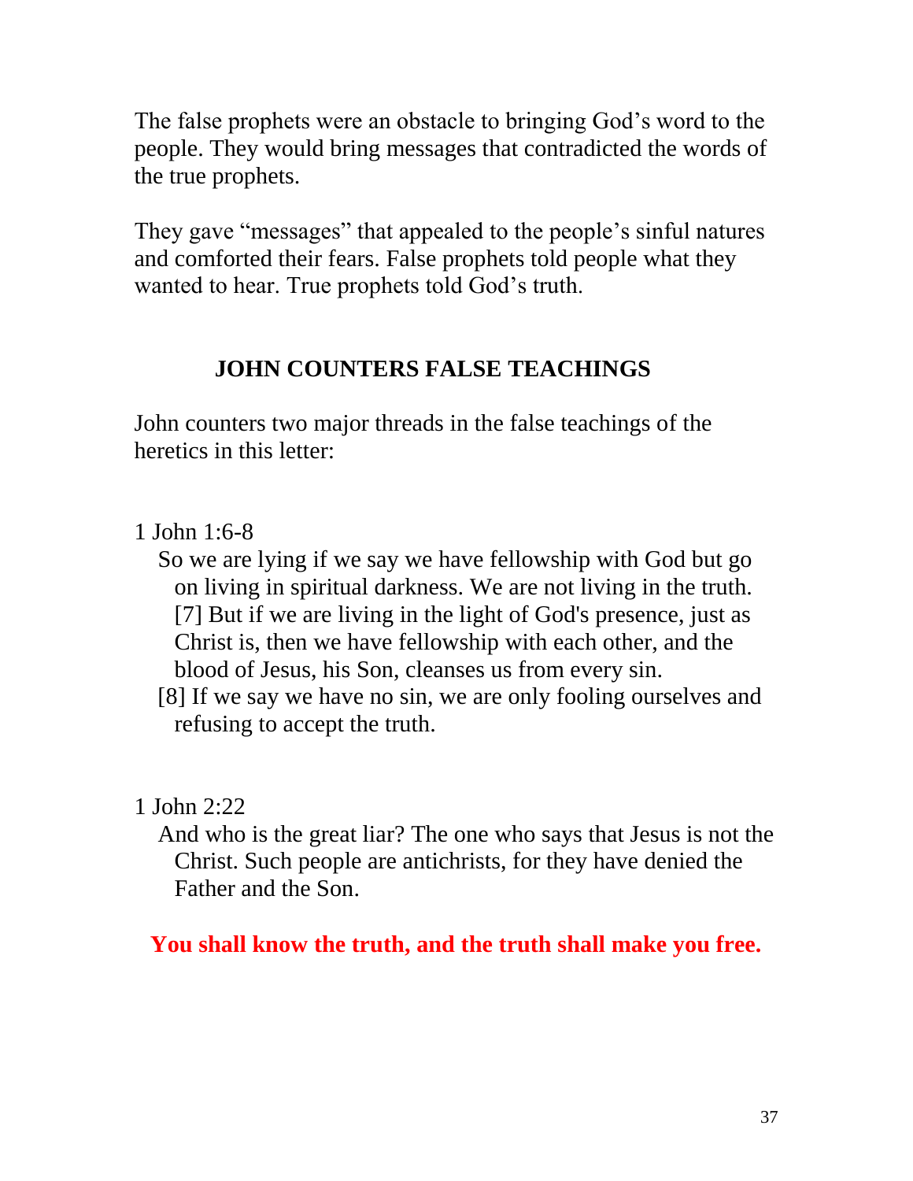The false prophets were an obstacle to bringing God's word to the people. They would bring messages that contradicted the words of the true prophets.

They gave "messages" that appealed to the people's sinful natures and comforted their fears. False prophets told people what they wanted to hear. True prophets told God's truth.

## JOHN COUNTERS FALSE TEACHINGS

John counters two major threads in the false teachings of the heretics in this letter:

1 John 1:6-8

> So we are lying if we say we have fellowship with God but go on living in spiritual darkness. We are not living in the truth. [7] But if we are living in the light of God's presence, just as Christ is, then we have fellowship with each other, and the blood of Jesus, his Son, cleanses us from every sin.
>
> [8] If we say we have no sin, we are only fooling ourselves and refusing to accept the truth.

1 John 2:22

> And who is the great liar? The one who says that Jesus is not the Christ. Such people are antichrists, for they have denied the Father and the Son.

**You shall know the truth, and the truth shall make you free.**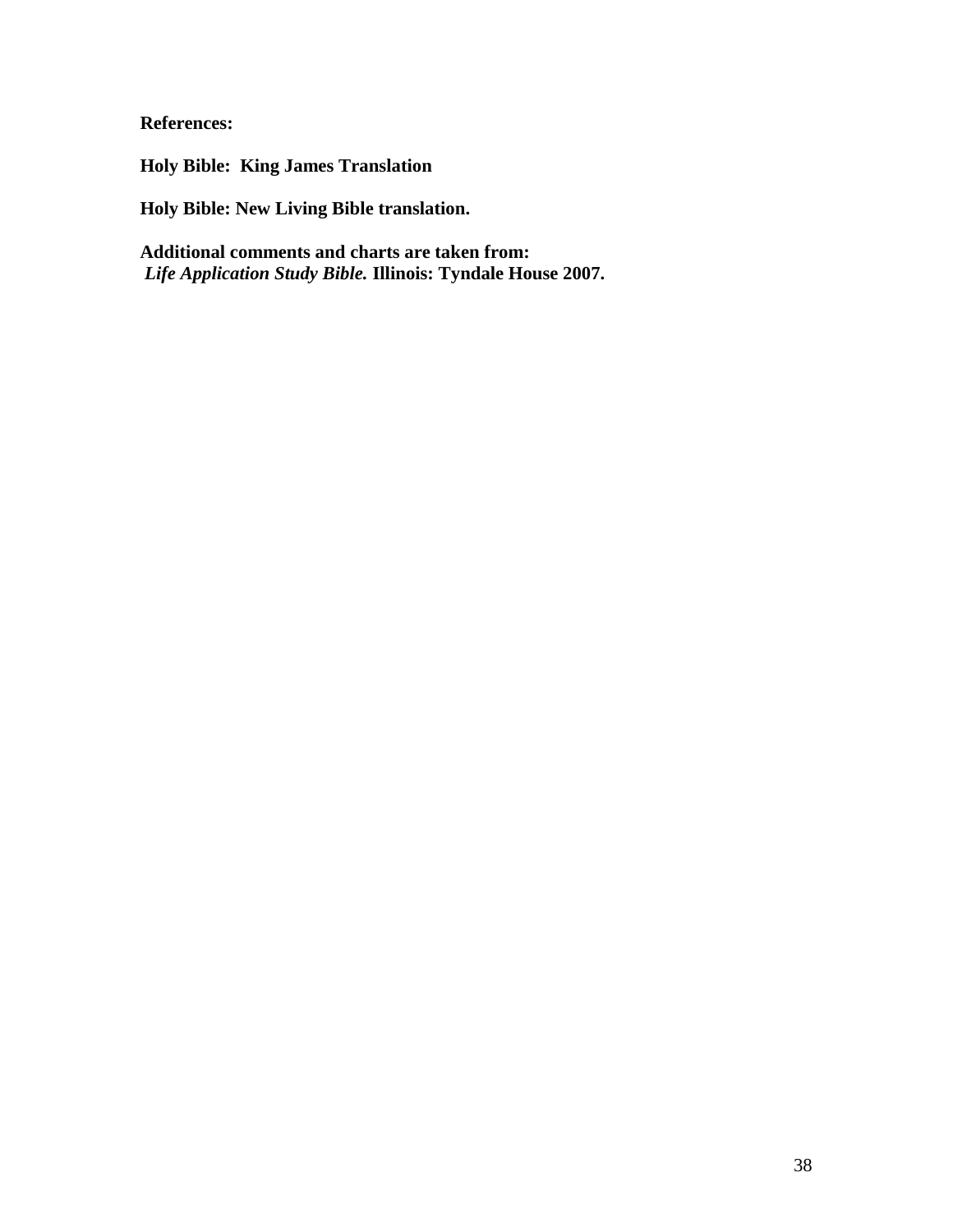**References:**

**Holy Bible: King James Translation**

**Holy Bible: New Living Bible translation.**

**Additional comments and charts are taken from:**
***Life Application Study Bible.* Illinois: Tyndale House 2007.**